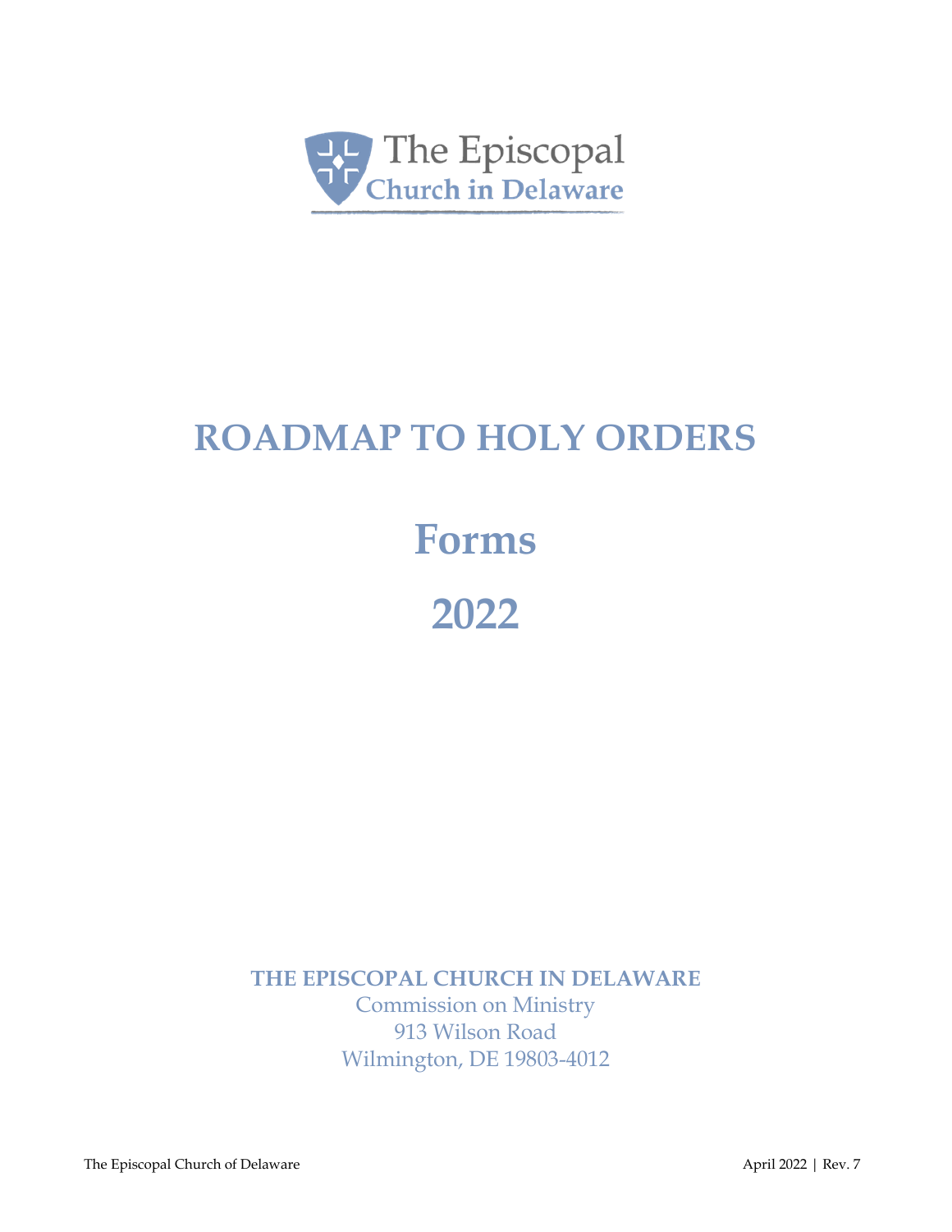The Episcopal Church in Delaware

# ROADMAP TO HOLY ORDERS

# Forms

# 2022

**THE EPISCOPAL CHURCH IN DELAWARE**
Commission on Ministry
913 Wilson Road
Wilmington, DE 19803-4012

The Episcopal Church of Delaware — April 2022 | Rev. 7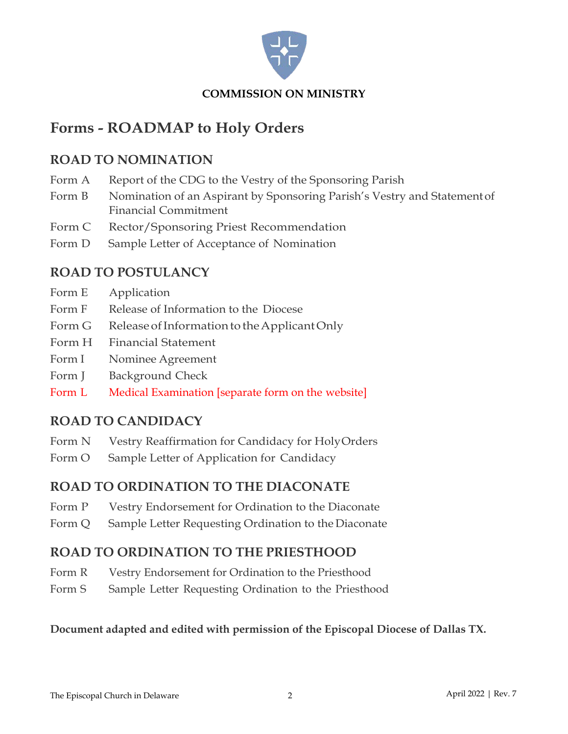**COMMISSION ON MINISTRY**

# Forms - ROADMAP to Holy Orders

## ROAD TO NOMINATION

- Form A Report of the CDG to the Vestry of the Sponsoring Parish
- Form B Nomination of an Aspirant by Sponsoring Parish's Vestry and Statement of Financial Commitment
- Form C Rector/Sponsoring Priest Recommendation
- Form D Sample Letter of Acceptance of Nomination

## ROAD TO POSTULANCY

- Form E Application
- Form F Release of Information to the Diocese
- Form G Release of Information to the Applicant Only
- Form H Financial Statement
- Form I Nominee Agreement
- Form J Background Check
- Form L Medical Examination [separate form on the website]

## ROAD TO CANDIDACY

- Form N Vestry Reaffirmation for Candidacy for Holy Orders
- Form O Sample Letter of Application for Candidacy

## ROAD TO ORDINATION TO THE DIACONATE

- Form P Vestry Endorsement for Ordination to the Diaconate
- Form Q Sample Letter Requesting Ordination to the Diaconate

## ROAD TO ORDINATION TO THE PRIESTHOOD

- Form R Vestry Endorsement for Ordination to the Priesthood
- Form S Sample Letter Requesting Ordination to the Priesthood

**Document adapted and edited with permission of the Episcopal Diocese of Dallas TX.**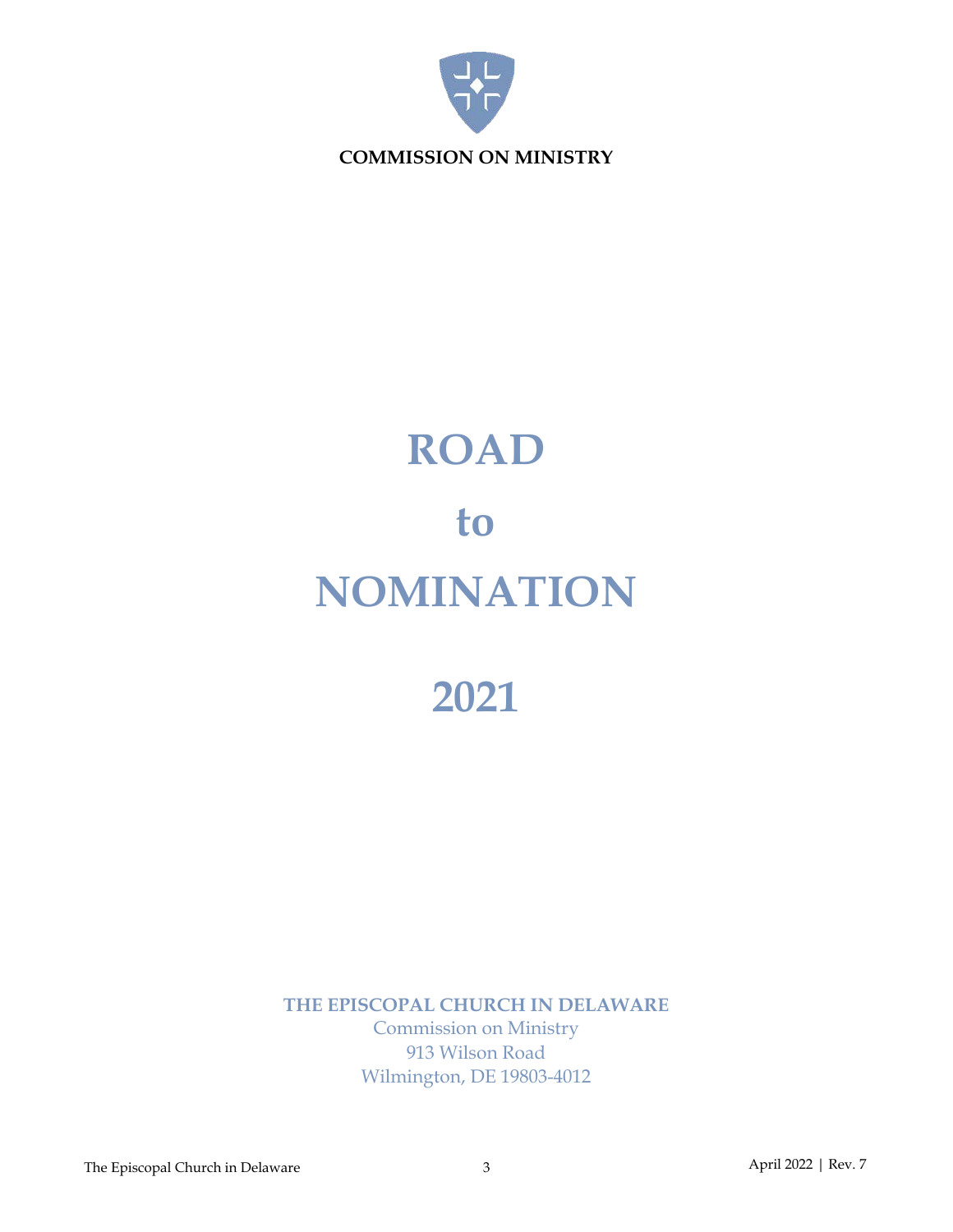**COMMISSION ON MINISTRY**

# ROAD

# to

# NOMINATION

# 2021

**THE EPISCOPAL CHURCH IN DELAWARE**

Commission on Ministry
913 Wilson Road
Wilmington, DE 19803-4012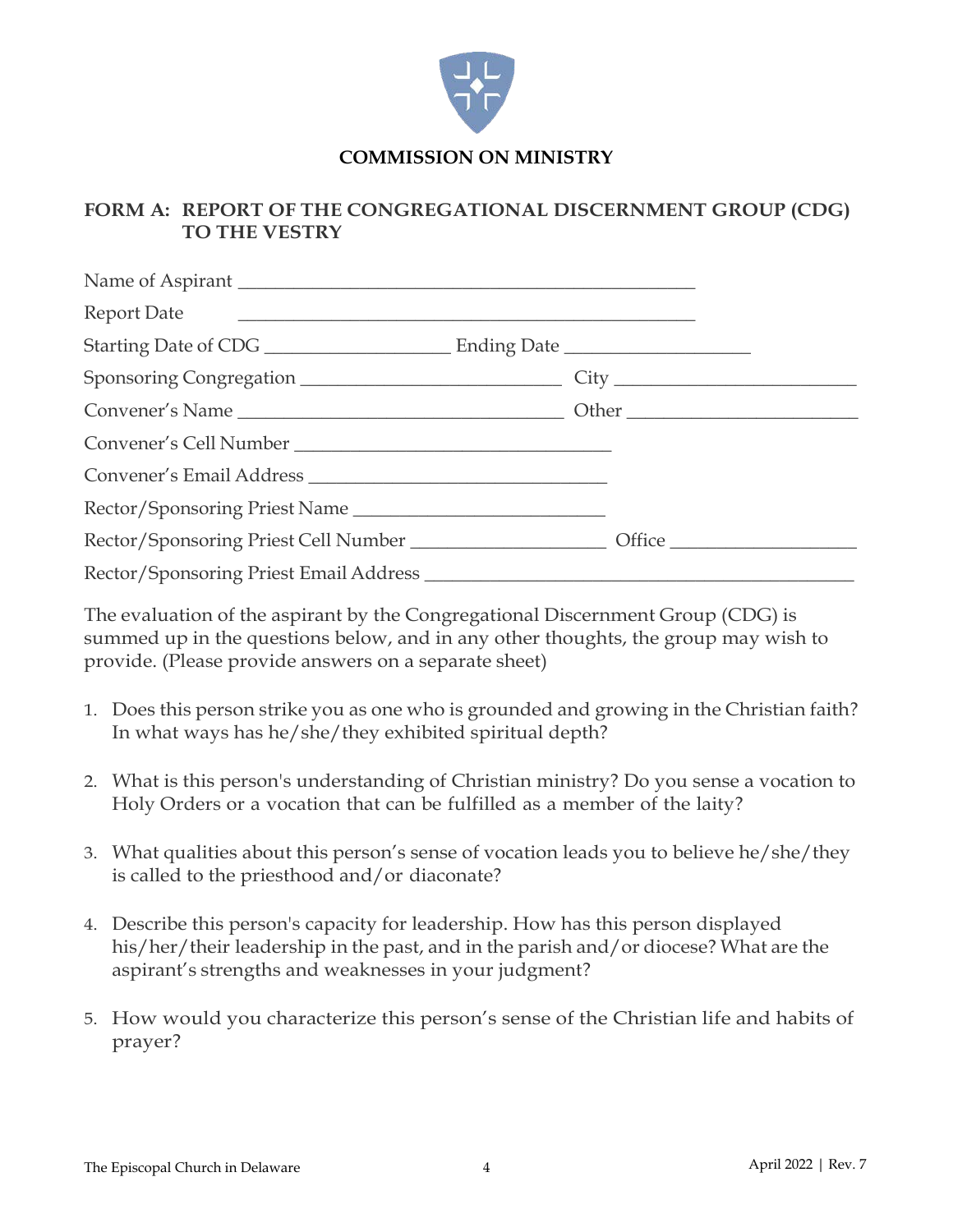## COMMISSION ON MINISTRY

### FORM A: REPORT OF THE CONGREGATIONAL DISCERNMENT GROUP (CDG) TO THE VESTRY

Name of Aspirant ______________________________________________

Report Date ______________________________________________

Starting Date of CDG ____________________ Ending Date ____________________

Sponsoring Congregation ____________________________ City __________________________

Convener's Name ___________________________________ Other _________________________

Convener's Cell Number __________________________________

Convener's Email Address ________________________________

Rector/Sponsoring Priest Name ___________________________

Rector/Sponsoring Priest Cell Number _____________________ Office ____________________

Rector/Sponsoring Priest Email Address ______________________________________________

The evaluation of the aspirant by the Congregational Discernment Group (CDG) is summed up in the questions below, and in any other thoughts, the group may wish to provide. (Please provide answers on a separate sheet)

1. Does this person strike you as one who is grounded and growing in the Christian faith? In what ways has he/she/they exhibited spiritual depth?

2. What is this person's understanding of Christian ministry? Do you sense a vocation to Holy Orders or a vocation that can be fulfilled as a member of the laity?

3. What qualities about this person's sense of vocation leads you to believe he/she/they is called to the priesthood and/or diaconate?

4. Describe this person's capacity for leadership. How has this person displayed his/her/their leadership in the past, and in the parish and/or diocese? What are the aspirant's strengths and weaknesses in your judgment?

5. How would you characterize this person's sense of the Christian life and habits of prayer?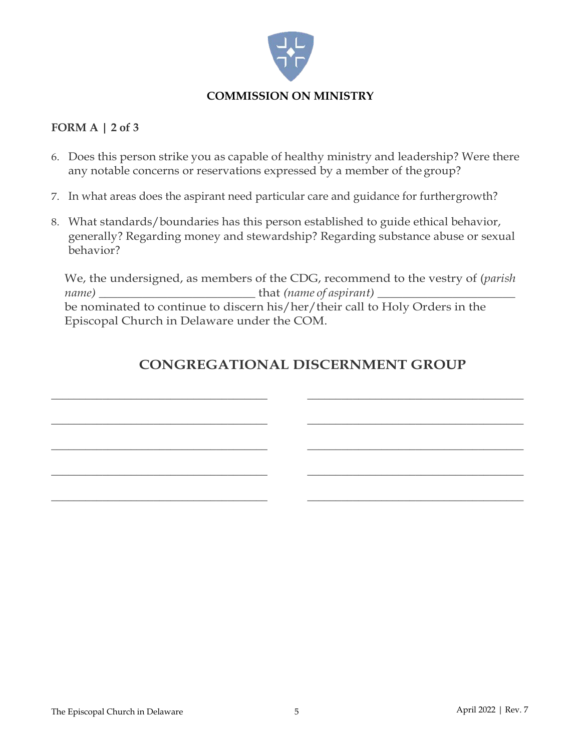**COMMISSION ON MINISTRY**

**FORM A | 2 of 3**

6. Does this person strike you as capable of healthy ministry and leadership? Were there any notable concerns or reservations expressed by a member of the group?
7. In what areas does the aspirant need particular care and guidance for further growth?
8. What standards/boundaries has this person established to guide ethical behavior, generally? Regarding money and stewardship? Regarding substance abuse or sexual behavior?

We, the undersigned, as members of the CDG, recommend to the vestry of (*parish name)* ___________________________ that *(name of aspirant)* _______________________ be nominated to continue to discern his/her/their call to Holy Orders in the Episcopal Church in Delaware under the COM.

## CONGREGATIONAL DISCERNMENT GROUP

_____________________________________ _____________________________________

_____________________________________ _____________________________________

_____________________________________ _____________________________________

_____________________________________ _____________________________________

_____________________________________ _____________________________________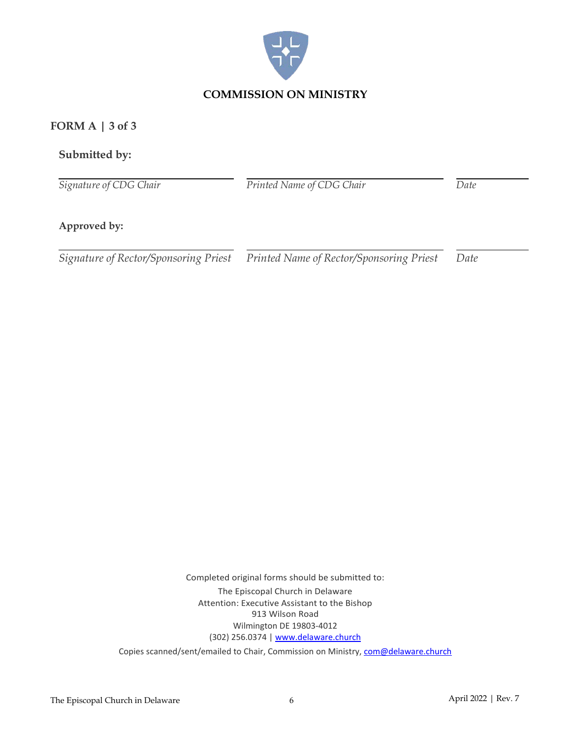## COMMISSION ON MINISTRY

### FORM A | 3 of 3

**Submitted by:**

| | | |
|---|---|---|
| *Signature of CDG Chair* | *Printed Name of CDG Chair* | *Date* |

**Approved by:**

| | | |
|---|---|---|
| *Signature of Rector/Sponsoring Priest* | *Printed Name of Rector/Sponsoring Priest* | *Date* |

Completed original forms should be submitted to:
The Episcopal Church in Delaware
Attention: Executive Assistant to the Bishop
913 Wilson Road
Wilmington DE 19803-4012
(302) 256.0374 | www.delaware.church

Copies scanned/sent/emailed to Chair, Commission on Ministry, com@delaware.church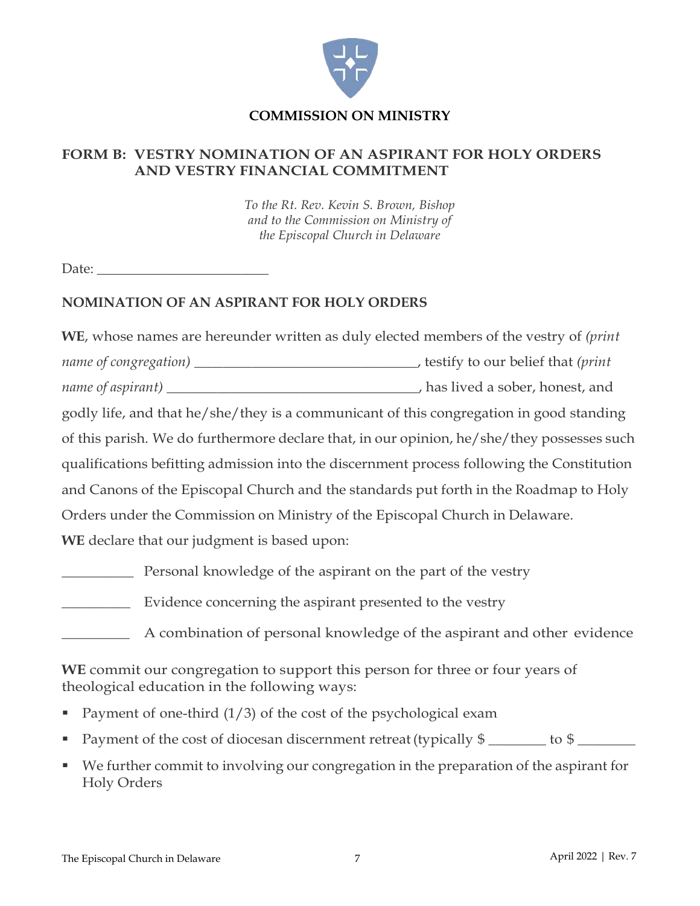**COMMISSION ON MINISTRY**

## FORM B: VESTRY NOMINATION OF AN ASPIRANT FOR HOLY ORDERS AND VESTRY FINANCIAL COMMITMENT

*To the Rt. Rev. Kevin S. Brown, Bishop*
*and to the Commission on Ministry of*
*the Episcopal Church in Delaware*

Date: ________________________

### NOMINATION OF AN ASPIRANT FOR HOLY ORDERS

**WE**, whose names are hereunder written as duly elected members of the vestry of *(print name of congregation)* _______________________________, testify to our belief that *(print name of aspirant)* ___________________________________, has lived a sober, honest, and godly life, and that he/she/they is a communicant of this congregation in good standing of this parish. We do furthermore declare that, in our opinion, he/she/they possesses such qualifications befitting admission into the discernment process following the Constitution and Canons of the Episcopal Church and the standards put forth in the Roadmap to Holy Orders under the Commission on Ministry of the Episcopal Church in Delaware.

**WE** declare that our judgment is based upon:

__________ Personal knowledge of the aspirant on the part of the vestry

_________ Evidence concerning the aspirant presented to the vestry

_________ A combination of personal knowledge of the aspirant and other evidence

**WE** commit our congregation to support this person for three or four years of theological education in the following ways:

- Payment of one-third (1/3) of the cost of the psychological exam
- Payment of the cost of diocesan discernment retreat (typically $ ________ to $ ________
- We further commit to involving our congregation in the preparation of the aspirant for Holy Orders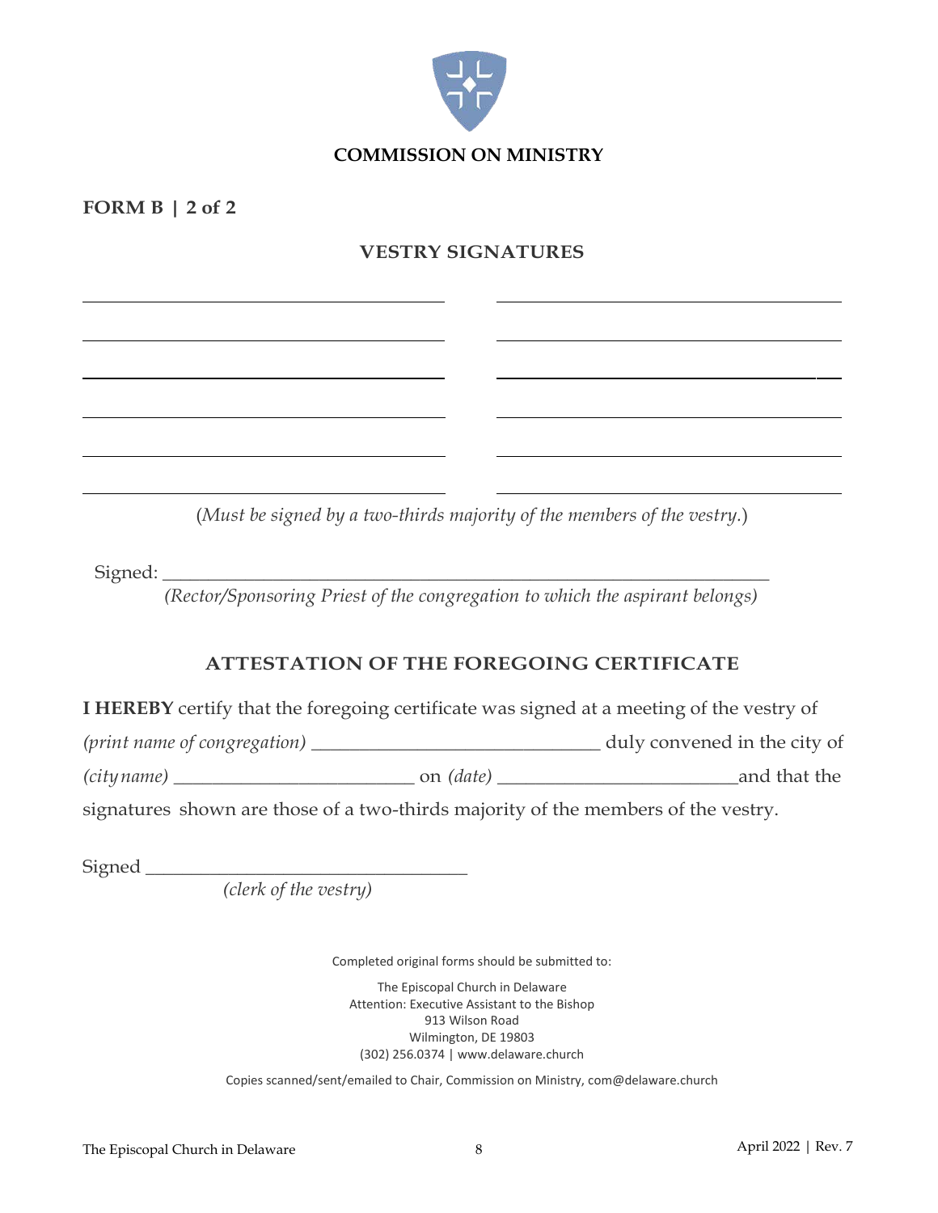**COMMISSION ON MINISTRY**

**FORM B | 2 of 2**

## VESTRY SIGNATURES

| | |
|---|---|
| \_\_\_\_\_\_\_\_\_\_\_\_\_\_\_\_\_\_\_\_\_\_\_\_\_\_\_\_\_\_\_\_\_\_ | \_\_\_\_\_\_\_\_\_\_\_\_\_\_\_\_\_\_\_\_\_\_\_\_\_\_\_\_\_\_\_\_\_\_ |
| \_\_\_\_\_\_\_\_\_\_\_\_\_\_\_\_\_\_\_\_\_\_\_\_\_\_\_\_\_\_\_\_\_\_ | \_\_\_\_\_\_\_\_\_\_\_\_\_\_\_\_\_\_\_\_\_\_\_\_\_\_\_\_\_\_\_\_\_\_ |
| \_\_\_\_\_\_\_\_\_\_\_\_\_\_\_\_\_\_\_\_\_\_\_\_\_\_\_\_\_\_\_\_\_\_ | \_\_\_\_\_\_\_\_\_\_\_\_\_\_\_\_\_\_\_\_\_\_\_\_\_\_\_\_\_\_\_\_\_\_ |
| \_\_\_\_\_\_\_\_\_\_\_\_\_\_\_\_\_\_\_\_\_\_\_\_\_\_\_\_\_\_\_\_\_\_ | \_\_\_\_\_\_\_\_\_\_\_\_\_\_\_\_\_\_\_\_\_\_\_\_\_\_\_\_\_\_\_\_\_\_ |
| \_\_\_\_\_\_\_\_\_\_\_\_\_\_\_\_\_\_\_\_\_\_\_\_\_\_\_\_\_\_\_\_\_\_ | \_\_\_\_\_\_\_\_\_\_\_\_\_\_\_\_\_\_\_\_\_\_\_\_\_\_\_\_\_\_\_\_\_\_ |
| \_\_\_\_\_\_\_\_\_\_\_\_\_\_\_\_\_\_\_\_\_\_\_\_\_\_\_\_\_\_\_\_\_\_ | \_\_\_\_\_\_\_\_\_\_\_\_\_\_\_\_\_\_\_\_\_\_\_\_\_\_\_\_\_\_\_\_\_\_ |

(*Must be signed by a two-thirds majority of the members of the vestry.*)

Signed: \_\_\_\_\_\_\_\_\_\_\_\_\_\_\_\_\_\_\_\_\_\_\_\_\_\_\_\_\_\_\_\_\_\_\_\_\_\_\_\_\_\_\_\_\_\_\_\_\_\_\_\_\_\_\_\_\_\_\_\_
*(Rector/Sponsoring Priest of the congregation to which the aspirant belongs)*

## ATTESTATION OF THE FOREGOING CERTIFICATE

**I HEREBY** certify that the foregoing certificate was signed at a meeting of the vestry of *(print name of congregation)* \_\_\_\_\_\_\_\_\_\_\_\_\_\_\_\_\_\_\_\_\_\_\_\_\_\_\_\_\_\_ duly convened in the city of *(city name)* \_\_\_\_\_\_\_\_\_\_\_\_\_\_\_\_\_\_\_\_\_\_\_\_\_ on *(date)* \_\_\_\_\_\_\_\_\_\_\_\_\_\_\_\_\_\_\_\_\_\_\_\_\_and that the signatures shown are those of a two-thirds majority of the members of the vestry.

Signed \_\_\_\_\_\_\_\_\_\_\_\_\_\_\_\_\_\_\_\_\_\_\_\_\_\_\_\_\_\_\_\_\_\_
*(clerk of the vestry)*

Completed original forms should be submitted to:

The Episcopal Church in Delaware
Attention: Executive Assistant to the Bishop
913 Wilson Road
Wilmington, DE 19803
(302) 256.0374 | www.delaware.church

Copies scanned/sent/emailed to Chair, Commission on Ministry, com@delaware.church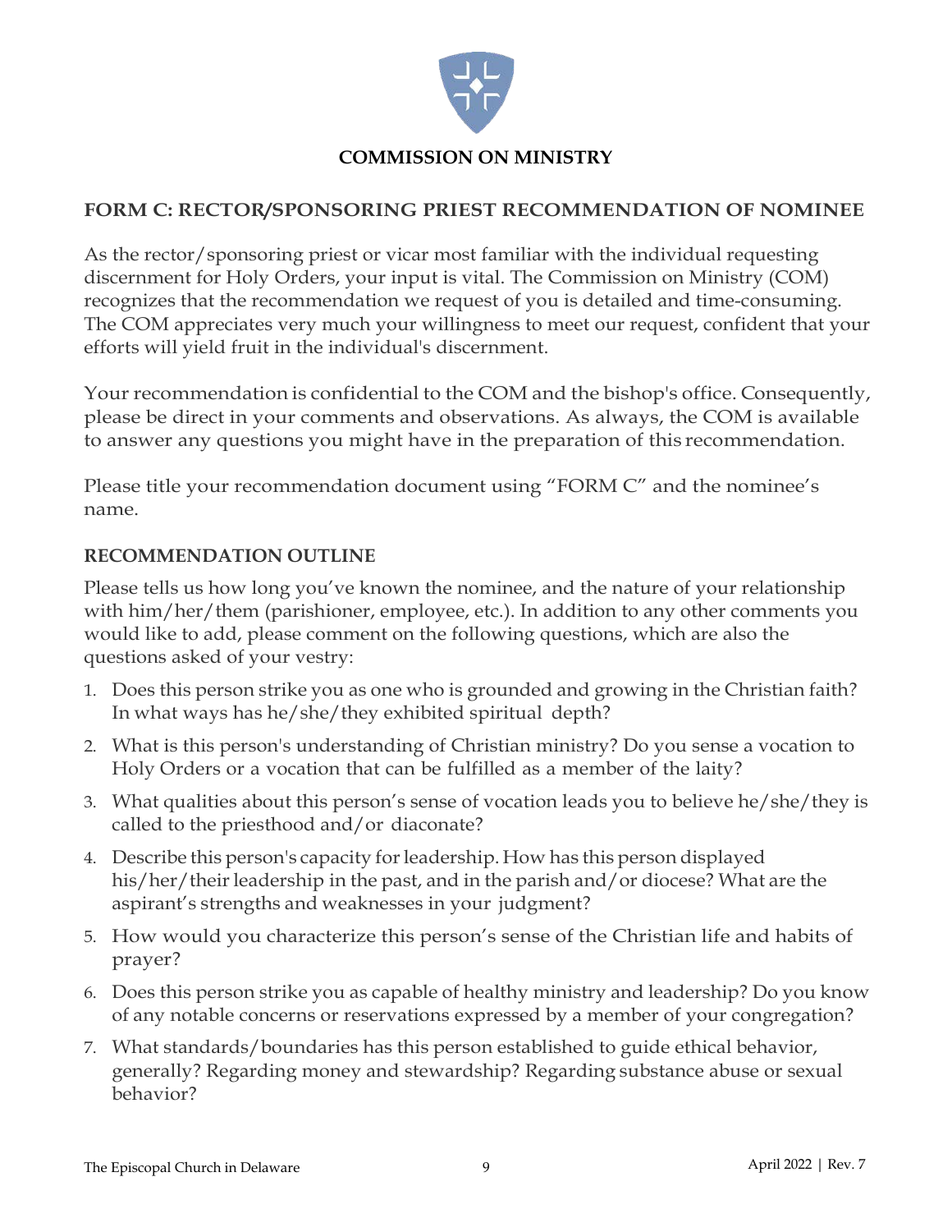**COMMISSION ON MINISTRY**

## FORM C: RECTOR/SPONSORING PRIEST RECOMMENDATION OF NOMINEE

As the rector/sponsoring priest or vicar most familiar with the individual requesting discernment for Holy Orders, your input is vital. The Commission on Ministry (COM) recognizes that the recommendation we request of you is detailed and time-consuming. The COM appreciates very much your willingness to meet our request, confident that your efforts will yield fruit in the individual's discernment.

Your recommendation is confidential to the COM and the bishop's office. Consequently, please be direct in your comments and observations. As always, the COM is available to answer any questions you might have in the preparation of this recommendation.

Please title your recommendation document using "FORM C" and the nominee's name.

### RECOMMENDATION OUTLINE

Please tells us how long you've known the nominee, and the nature of your relationship with him/her/them (parishioner, employee, etc.). In addition to any other comments you would like to add, please comment on the following questions, which are also the questions asked of your vestry:

1. Does this person strike you as one who is grounded and growing in the Christian faith? In what ways has he/she/they exhibited spiritual depth?
2. What is this person's understanding of Christian ministry? Do you sense a vocation to Holy Orders or a vocation that can be fulfilled as a member of the laity?
3. What qualities about this person's sense of vocation leads you to believe he/she/they is called to the priesthood and/or diaconate?
4. Describe this person's capacity for leadership. How has this person displayed his/her/their leadership in the past, and in the parish and/or diocese? What are the aspirant's strengths and weaknesses in your judgment?
5. How would you characterize this person's sense of the Christian life and habits of prayer?
6. Does this person strike you as capable of healthy ministry and leadership? Do you know of any notable concerns or reservations expressed by a member of your congregation?
7. What standards/boundaries has this person established to guide ethical behavior, generally? Regarding money and stewardship? Regarding substance abuse or sexual behavior?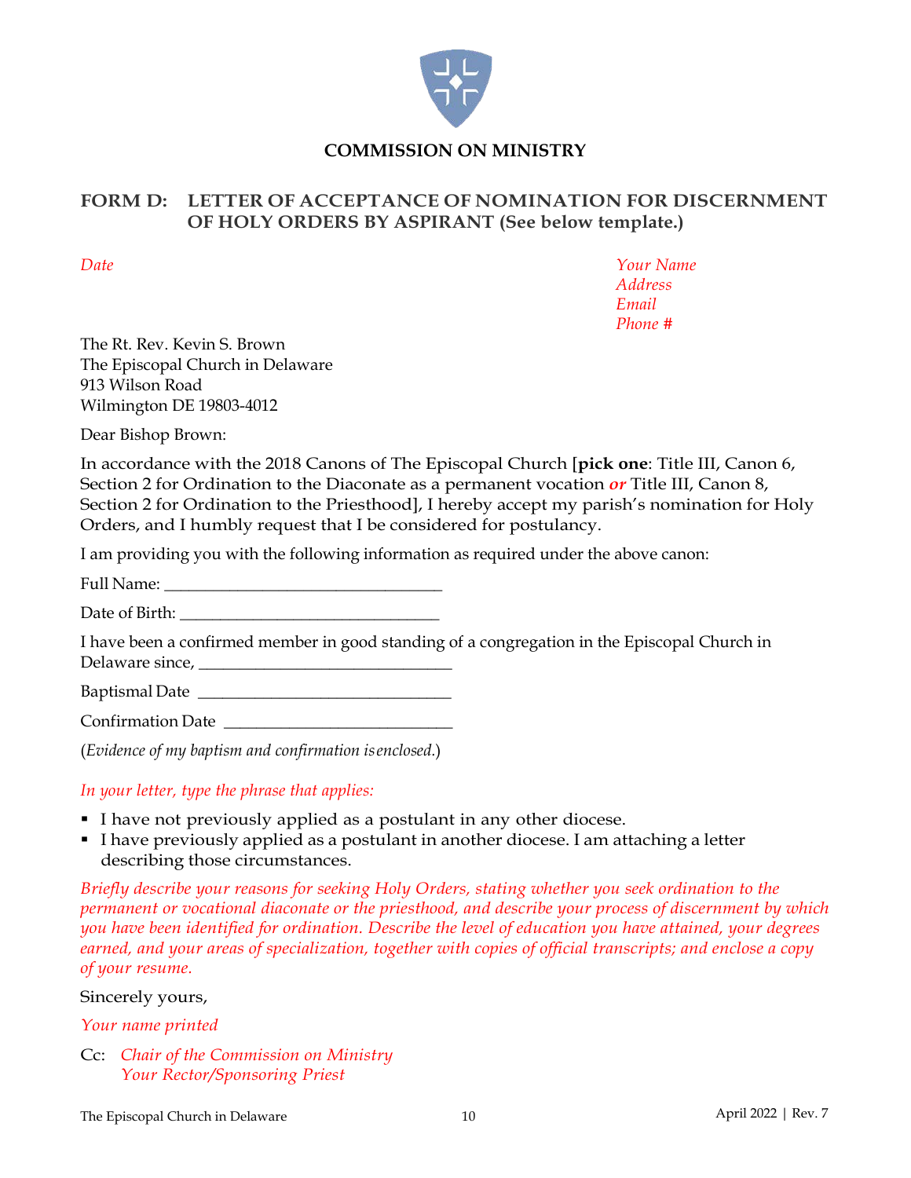**COMMISSION ON MINISTRY**

## FORM D: LETTER OF ACCEPTANCE OF NOMINATION FOR DISCERNMENT OF HOLY ORDERS BY ASPIRANT (See below template.)

*Date*

*Your Name*
*Address*
*Email*
*Phone #*

The Rt. Rev. Kevin S. Brown
The Episcopal Church in Delaware
913 Wilson Road
Wilmington DE 19803-4012

Dear Bishop Brown:

In accordance with the 2018 Canons of The Episcopal Church [**pick one**: Title III, Canon 6, Section 2 for Ordination to the Diaconate as a permanent vocation ***or*** Title III, Canon 8, Section 2 for Ordination to the Priesthood], I hereby accept my parish's nomination for Holy Orders, and I humbly request that I be considered for postulancy.

I am providing you with the following information as required under the above canon:

Full Name: ________________________________

Date of Birth: ______________________________

I have been a confirmed member in good standing of a congregation in the Episcopal Church in Delaware since, ______________________________

Baptismal Date ______________________________

Confirmation Date ___________________________

(*Evidence of my baptism and confirmation is enclosed.*)

*In your letter, type the phrase that applies:*

- I have not previously applied as a postulant in any other diocese.
- I have previously applied as a postulant in another diocese. I am attaching a letter describing those circumstances.

*Briefly describe your reasons for seeking Holy Orders, stating whether you seek ordination to the permanent or vocational diaconate or the priesthood, and describe your process of discernment by which you have been identified for ordination. Describe the level of education you have attained, your degrees earned, and your areas of specialization, together with copies of official transcripts; and enclose a copy of your resume.*

Sincerely yours,

*Your name printed*

Cc: *Chair of the Commission on Ministry*
*Your Rector/Sponsoring Priest*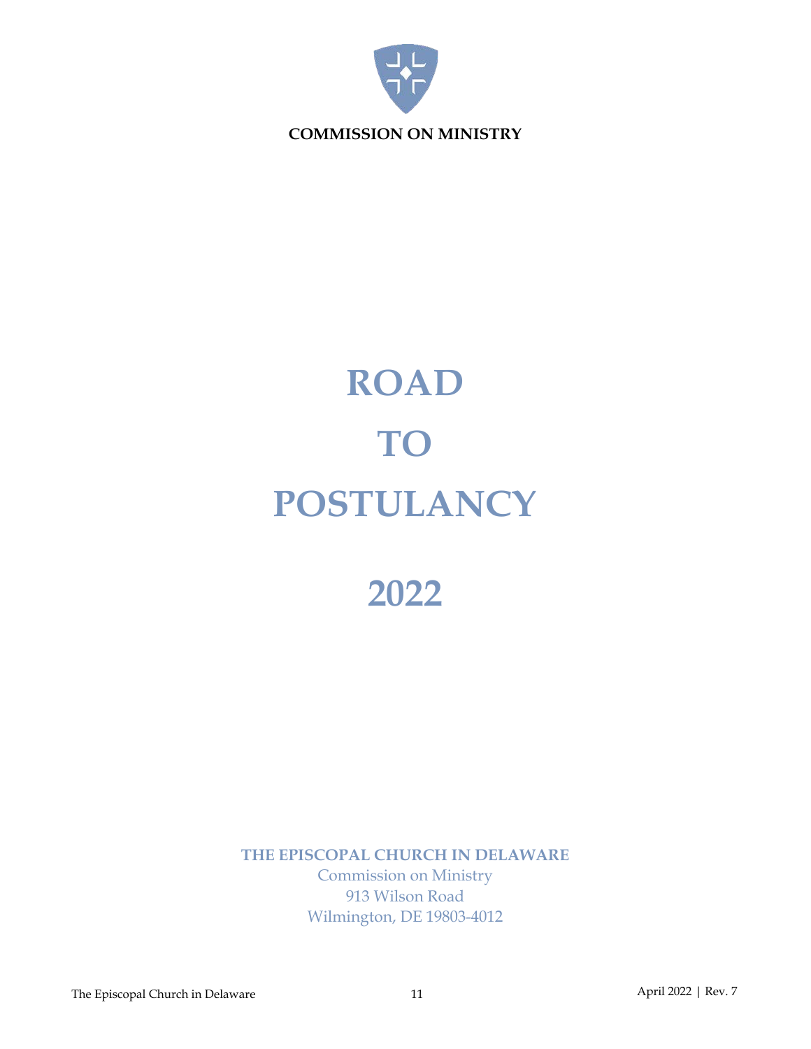**COMMISSION ON MINISTRY**

# ROAD TO POSTULANCY

# 2022

**THE EPISCOPAL CHURCH IN DELAWARE**

Commission on Ministry
913 Wilson Road
Wilmington, DE 19803-4012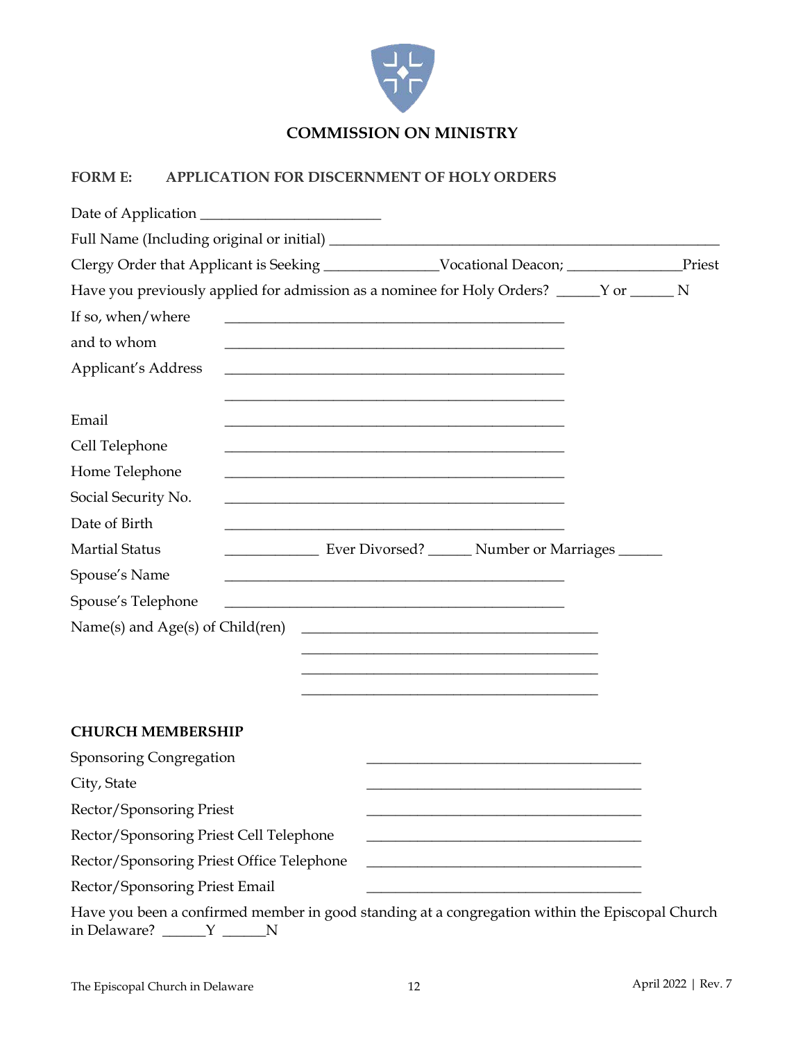# COMMISSION ON MINISTRY

## FORM E: APPLICATION FOR DISCERNMENT OF HOLY ORDERS

Date of Application ________________________

Full Name (Including original or initial) ____________________________________________________

Clergy Order that Applicant is Seeking _______________Vocational Deacon; _______________Priest

Have you previously applied for admission as a nominee for Holy Orders? ______Y or ______ N

If so, when/where ____________________________________________

and to whom ____________________________________________

Applicant's Address ____________________________________________

____________________________________________

Email ____________________________________________

Cell Telephone ____________________________________________

Home Telephone ____________________________________________

Social Security No. ____________________________________________

Date of Birth ____________________________________________

Martial Status ____________ Ever Divorced? ______ Number or Marriages ______

Spouse's Name ____________________________________________

Spouse's Telephone ____________________________________________

Name(s) and Age(s) of Child(ren) ________________________________________

________________________________________

________________________________________

________________________________________

**CHURCH MEMBERSHIP**

Sponsoring Congregation ____________________________________

City, State ____________________________________

Rector/Sponsoring Priest ____________________________________

Rector/Sponsoring Priest Cell Telephone ____________________________________

Rector/Sponsoring Priest Office Telephone ____________________________________

Rector/Sponsoring Priest Email ____________________________________

Have you been a confirmed member in good standing at a congregation within the Episcopal Church in Delaware? ______Y ______N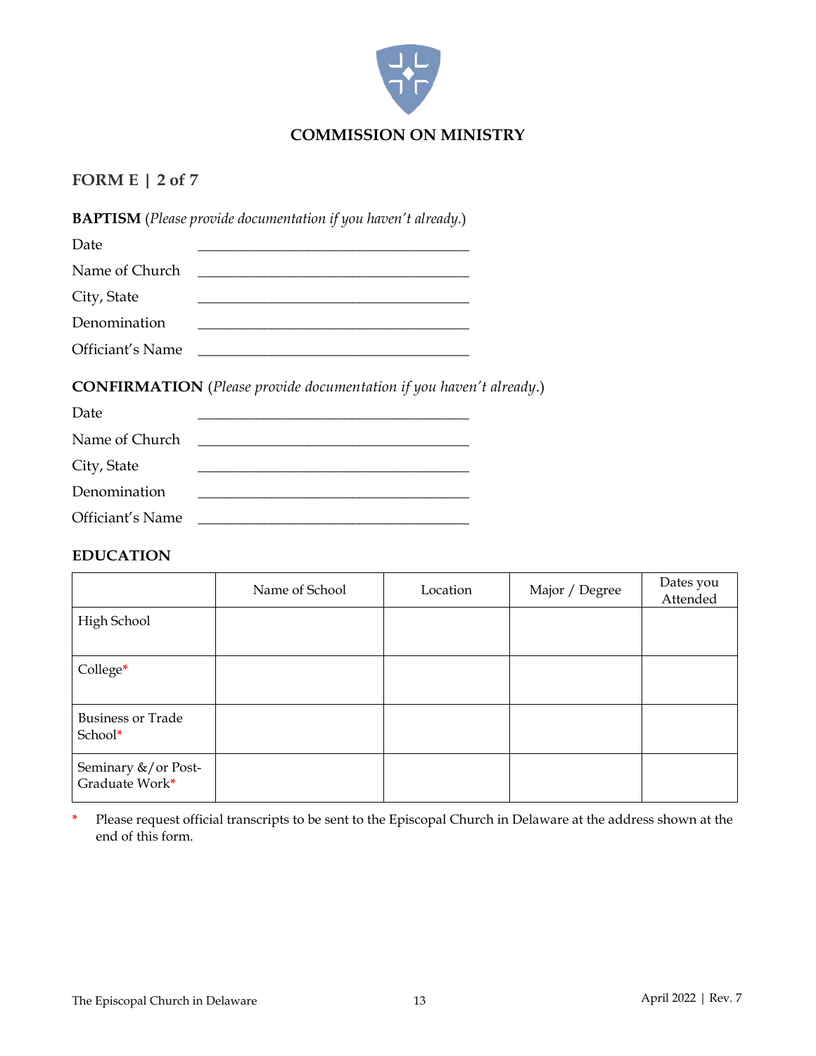## COMMISSION ON MINISTRY

### FORM E | 2 of 7

**BAPTISM** (*Please provide documentation if you haven't already.*)

Date ____________________________________

Name of Church ____________________________________

City, State ____________________________________

Denomination ____________________________________

Officiant's Name ____________________________________

**CONFIRMATION** (*Please provide documentation if you haven't already.*)

Date ____________________________________

Name of Church ____________________________________

City, State ____________________________________

Denomination ____________________________________

Officiant's Name ____________________________________

**EDUCATION**

| | Name of School | Location | Major / Degree | Dates you Attended |
|---|---|---|---|---|
| High School | | | | |
| College* | | | | |
| Business or Trade School* | | | | |
| Seminary &/or Post-Graduate Work* | | | | |

\* Please request official transcripts to be sent to the Episcopal Church in Delaware at the address shown at the end of this form.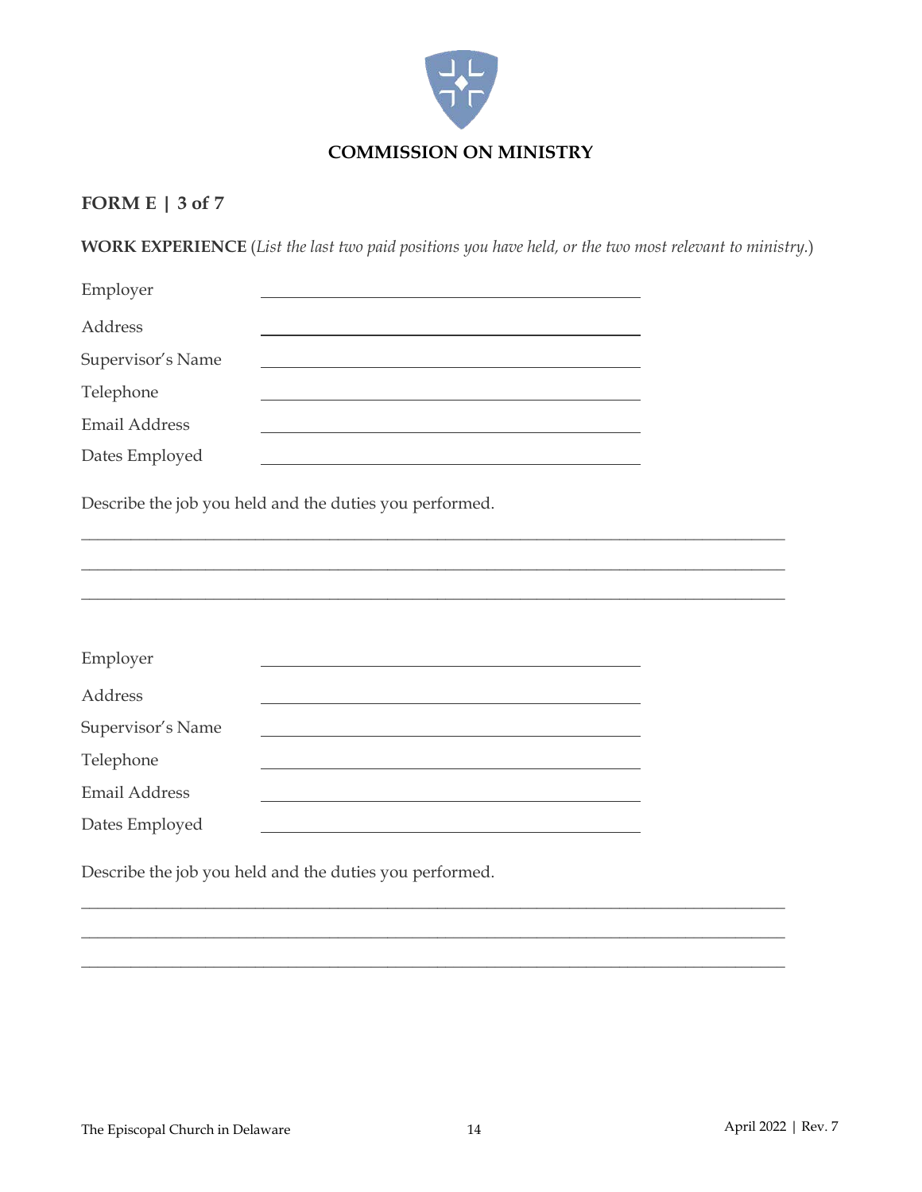**COMMISSION ON MINISTRY**

## FORM E | 3 of 7

**WORK EXPERIENCE** (*List the last two paid positions you have held, or the two most relevant to ministry.*)

Employer ____________________________________________

Address ____________________________________________

Supervisor's Name ____________________________________________

Telephone ____________________________________________

Email Address ____________________________________________

Dates Employed ____________________________________________

Describe the job you held and the duties you performed.

________________________________________________________________________________

________________________________________________________________________________

________________________________________________________________________________

Employer ____________________________________________

Address ____________________________________________

Supervisor's Name ____________________________________________

Telephone ____________________________________________

Email Address ____________________________________________

Dates Employed ____________________________________________

Describe the job you held and the duties you performed.

________________________________________________________________________________

________________________________________________________________________________

________________________________________________________________________________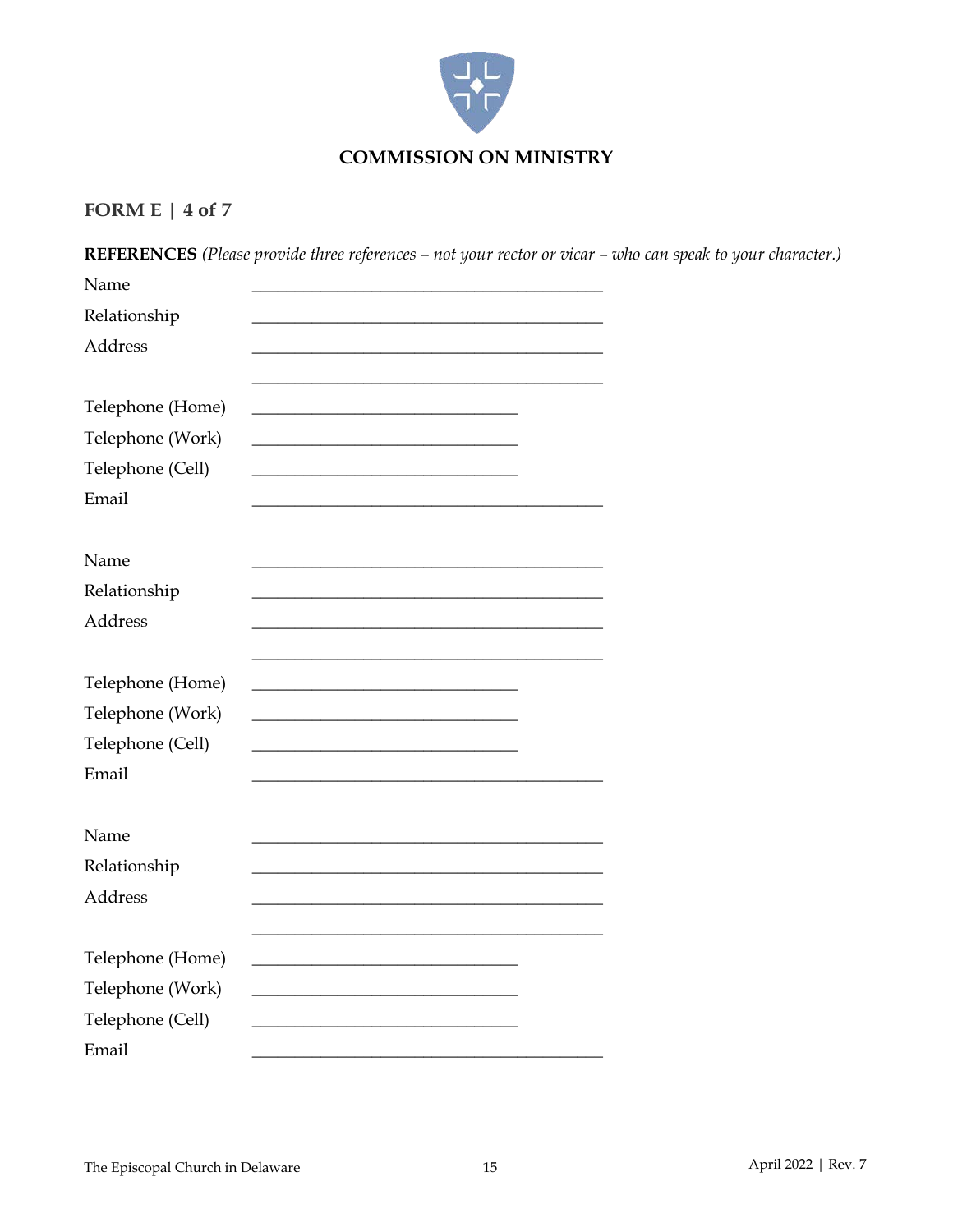## COMMISSION ON MINISTRY

### FORM E | 4 of 7

**REFERENCES** *(Please provide three references – not your rector or vicar – who can speak to your character.)*

Name ________________________________________

Relationship ________________________________________

Address ________________________________________

________________________________________

Telephone (Home) ______________________________

Telephone (Work) ______________________________

Telephone (Cell) ______________________________

Email ________________________________________

Name ________________________________________

Relationship ________________________________________

Address ________________________________________

________________________________________

Telephone (Home) ______________________________

Telephone (Work) ______________________________

Telephone (Cell) ______________________________

Email ________________________________________

Name ________________________________________

Relationship ________________________________________

Address ________________________________________

________________________________________

Telephone (Home) ______________________________

Telephone (Work) ______________________________

Telephone (Cell) ______________________________

Email ________________________________________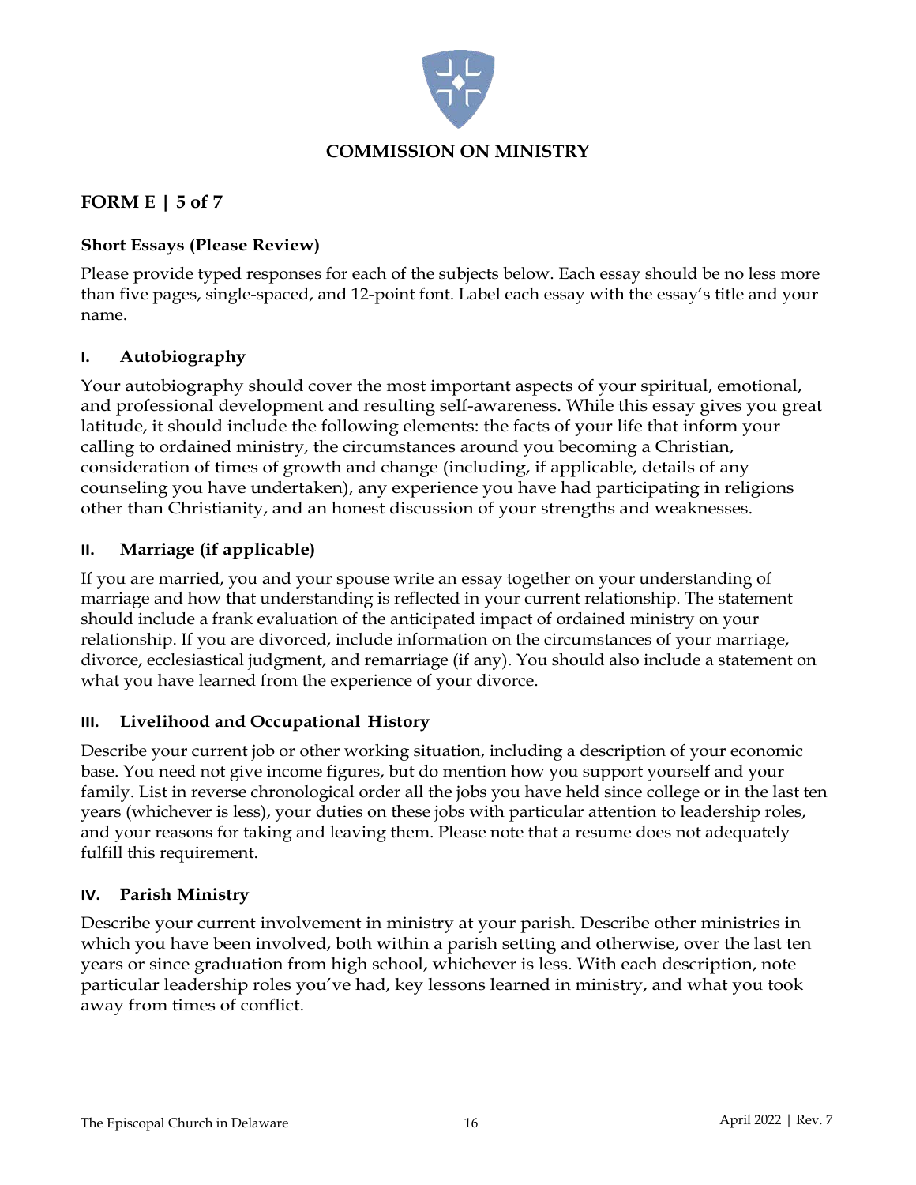## COMMISSION ON MINISTRY

## FORM E | 5 of 7

### Short Essays (Please Review)

Please provide typed responses for each of the subjects below. Each essay should be no less more than five pages, single-spaced, and 12-point font. Label each essay with the essay's title and your name.

### I. Autobiography

Your autobiography should cover the most important aspects of your spiritual, emotional, and professional development and resulting self-awareness. While this essay gives you great latitude, it should include the following elements: the facts of your life that inform your calling to ordained ministry, the circumstances around you becoming a Christian, consideration of times of growth and change (including, if applicable, details of any counseling you have undertaken), any experience you have had participating in religions other than Christianity, and an honest discussion of your strengths and weaknesses.

### II. Marriage (if applicable)

If you are married, you and your spouse write an essay together on your understanding of marriage and how that understanding is reflected in your current relationship. The statement should include a frank evaluation of the anticipated impact of ordained ministry on your relationship. If you are divorced, include information on the circumstances of your marriage, divorce, ecclesiastical judgment, and remarriage (if any). You should also include a statement on what you have learned from the experience of your divorce.

### III. Livelihood and Occupational History

Describe your current job or other working situation, including a description of your economic base. You need not give income figures, but do mention how you support yourself and your family. List in reverse chronological order all the jobs you have held since college or in the last ten years (whichever is less), your duties on these jobs with particular attention to leadership roles, and your reasons for taking and leaving them. Please note that a resume does not adequately fulfill this requirement.

### IV. Parish Ministry

Describe your current involvement in ministry at your parish. Describe other ministries in which you have been involved, both within a parish setting and otherwise, over the last ten years or since graduation from high school, whichever is less. With each description, note particular leadership roles you've had, key lessons learned in ministry, and what you took away from times of conflict.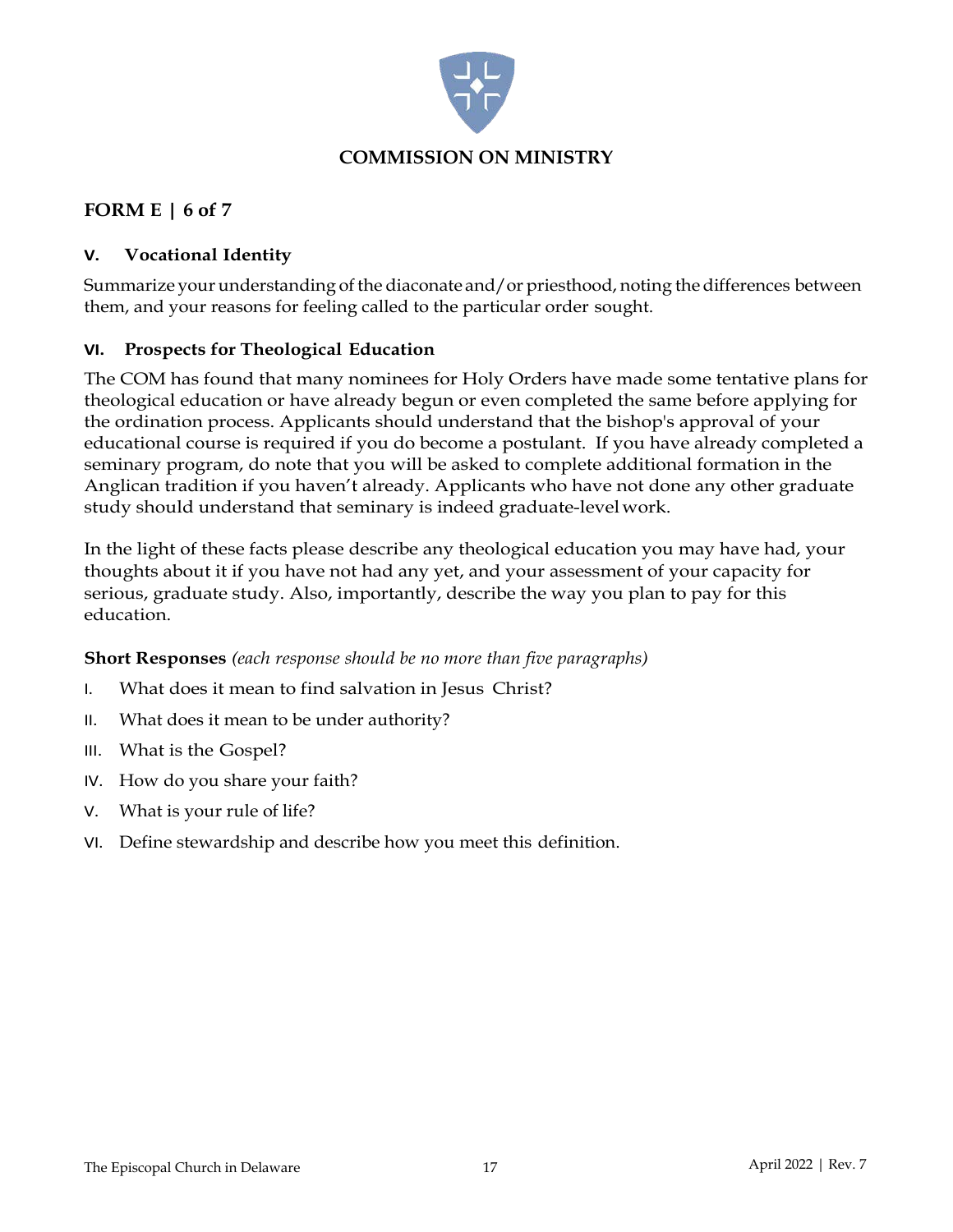## COMMISSION ON MINISTRY

## FORM E | 6 of 7

### V. Vocational Identity

Summarize your understanding of the diaconate and/or priesthood, noting the differences between them, and your reasons for feeling called to the particular order sought.

### VI. Prospects for Theological Education

The COM has found that many nominees for Holy Orders have made some tentative plans for theological education or have already begun or even completed the same before applying for the ordination process. Applicants should understand that the bishop's approval of your educational course is required if you do become a postulant. If you have already completed a seminary program, do note that you will be asked to complete additional formation in the Anglican tradition if you haven't already. Applicants who have not done any other graduate study should understand that seminary is indeed graduate-level work.

In the light of these facts please describe any theological education you may have had, your thoughts about it if you have not had any yet, and your assessment of your capacity for serious, graduate study. Also, importantly, describe the way you plan to pay for this education.

**Short Responses** *(each response should be no more than five paragraphs)*

I. What does it mean to find salvation in Jesus Christ?

II. What does it mean to be under authority?

III. What is the Gospel?

IV. How do you share your faith?

V. What is your rule of life?

VI. Define stewardship and describe how you meet this definition.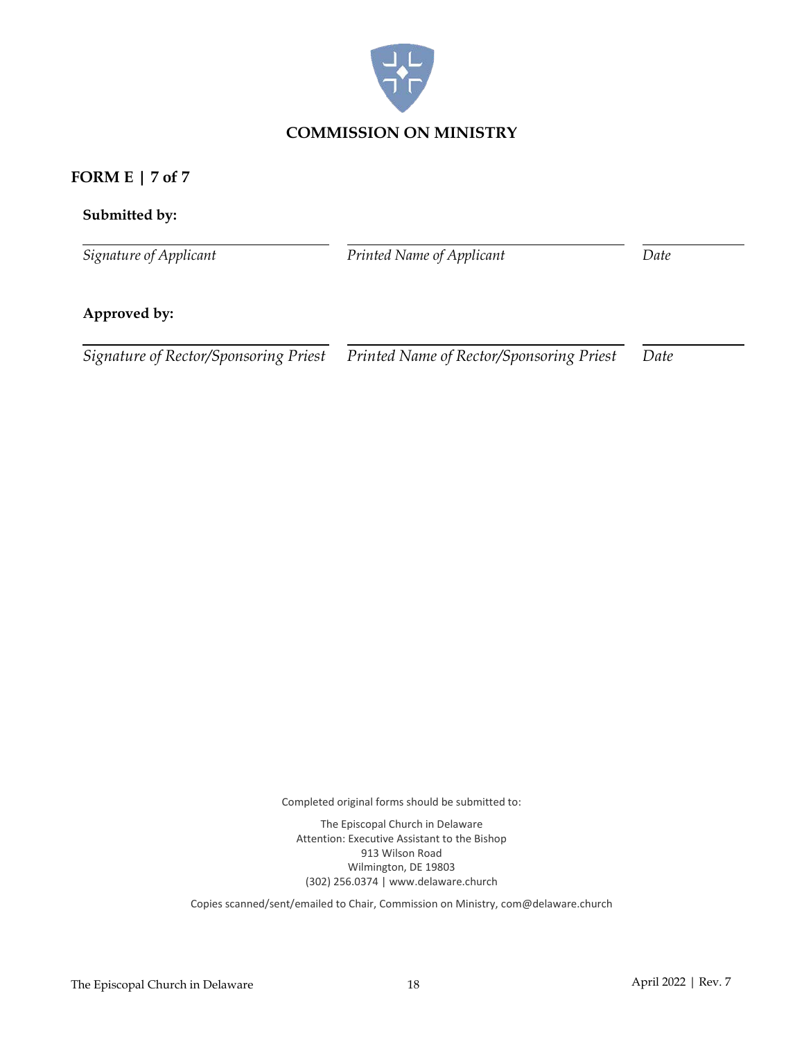## COMMISSION ON MINISTRY

### FORM E | 7 of 7

**Submitted by:**

| *Signature of Applicant* | *Printed Name of Applicant* | *Date* |
|---|---|---|

**Approved by:**

| *Signature of Rector/Sponsoring Priest* | *Printed Name of Rector/Sponsoring Priest* | *Date* |
|---|---|---|

Completed original forms should be submitted to:

The Episcopal Church in Delaware
Attention: Executive Assistant to the Bishop
913 Wilson Road
Wilmington, DE 19803
(302) 256.0374 | www.delaware.church

Copies scanned/sent/emailed to Chair, Commission on Ministry, com@delaware.church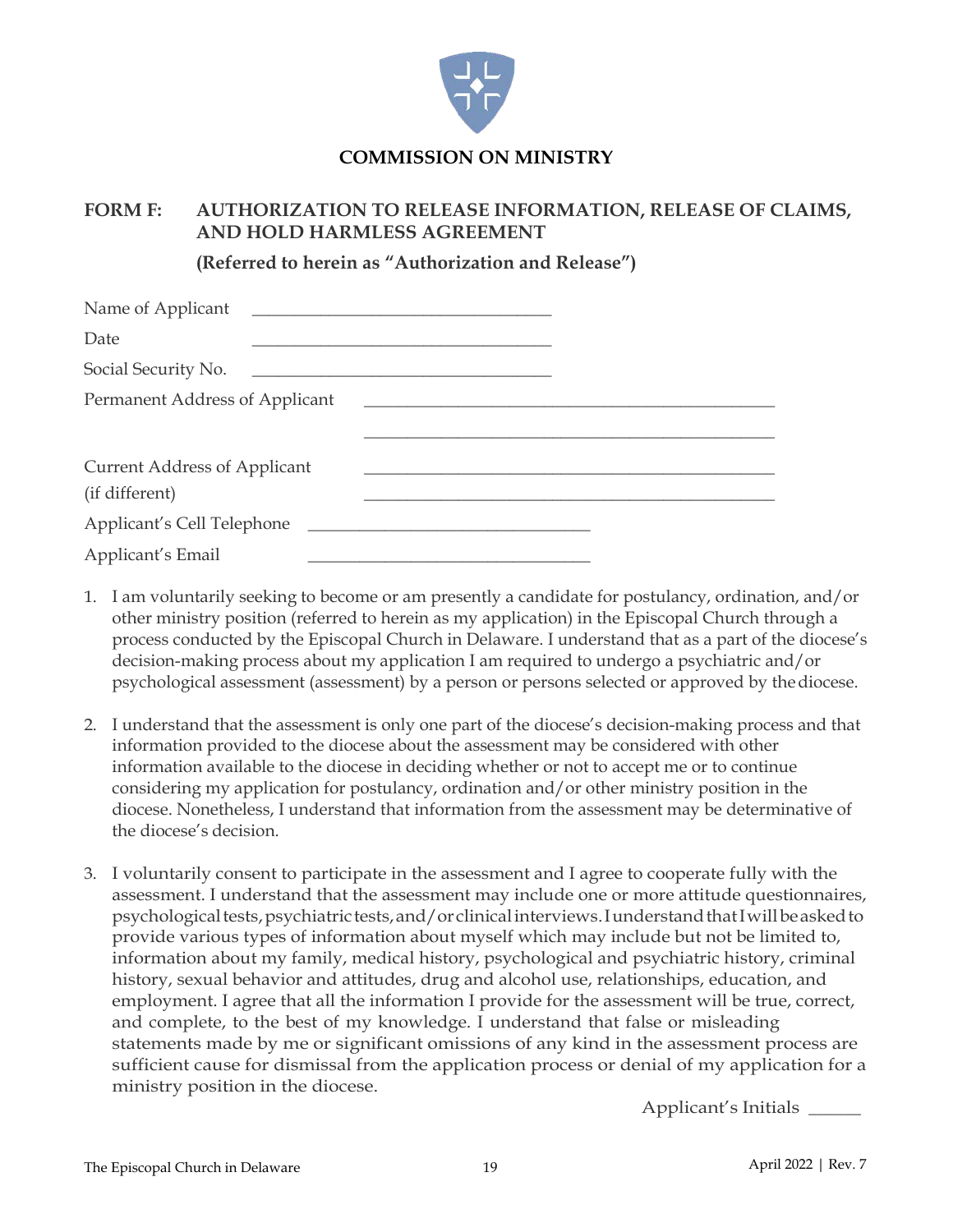**COMMISSION ON MINISTRY**

## FORM F: AUTHORIZATION TO RELEASE INFORMATION, RELEASE OF CLAIMS, AND HOLD HARMLESS AGREEMENT

**(Referred to herein as "Authorization and Release")**

Name of Applicant ___________________________________

Date ___________________________________

Social Security No. ___________________________________

Permanent Address of Applicant ________________________________________________

________________________________________________

Current Address of Applicant ________________________________________________

(if different) ________________________________________________

Applicant's Cell Telephone _________________________________

Applicant's Email _________________________________

1. I am voluntarily seeking to become or am presently a candidate for postulancy, ordination, and/or other ministry position (referred to herein as my application) in the Episcopal Church through a process conducted by the Episcopal Church in Delaware. I understand that as a part of the diocese's decision-making process about my application I am required to undergo a psychiatric and/or psychological assessment (assessment) by a person or persons selected or approved by the diocese.

2. I understand that the assessment is only one part of the diocese's decision-making process and that information provided to the diocese about the assessment may be considered with other information available to the diocese in deciding whether or not to accept me or to continue considering my application for postulancy, ordination and/or other ministry position in the diocese. Nonetheless, I understand that information from the assessment may be determinative of the diocese's decision.

3. I voluntarily consent to participate in the assessment and I agree to cooperate fully with the assessment. I understand that the assessment may include one or more attitude questionnaires, psychological tests, psychiatric tests, and/or clinical interviews. I understand that I will be asked to provide various types of information about myself which may include but not be limited to, information about my family, medical history, psychological and psychiatric history, criminal history, sexual behavior and attitudes, drug and alcohol use, relationships, education, and employment. I agree that all the information I provide for the assessment will be true, correct, and complete, to the best of my knowledge. I understand that false or misleading statements made by me or significant omissions of any kind in the assessment process are sufficient cause for dismissal from the application process or denial of my application for a ministry position in the diocese.

Applicant's Initials ______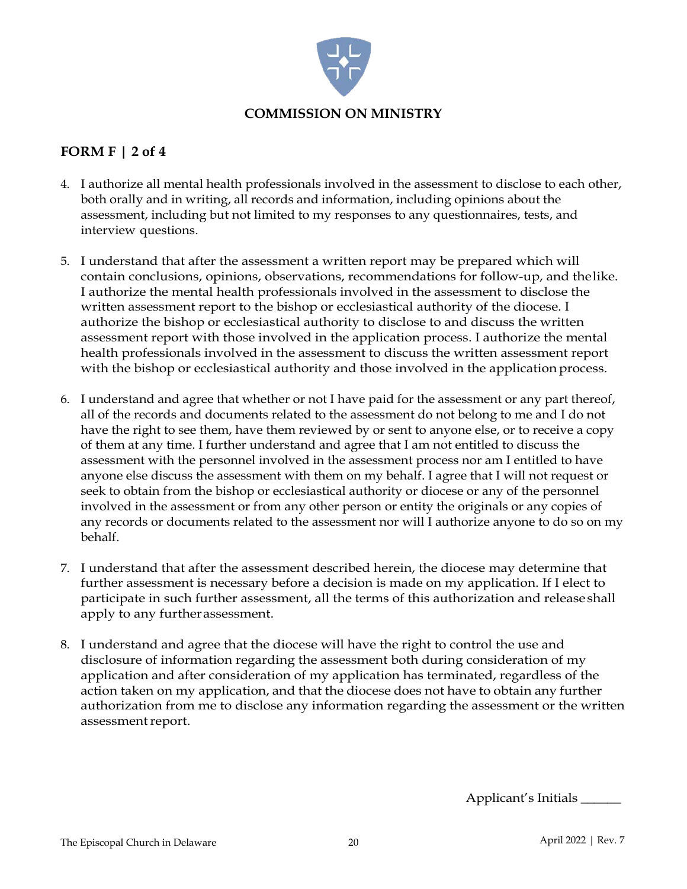## COMMISSION ON MINISTRY

### FORM F | 2 of 4

4. I authorize all mental health professionals involved in the assessment to disclose to each other, both orally and in writing, all records and information, including opinions about the assessment, including but not limited to my responses to any questionnaires, tests, and interview questions.

5. I understand that after the assessment a written report may be prepared which will contain conclusions, opinions, observations, recommendations for follow-up, and the like. I authorize the mental health professionals involved in the assessment to disclose the written assessment report to the bishop or ecclesiastical authority of the diocese. I authorize the bishop or ecclesiastical authority to disclose to and discuss the written assessment report with those involved in the application process. I authorize the mental health professionals involved in the assessment to discuss the written assessment report with the bishop or ecclesiastical authority and those involved in the application process.

6. I understand and agree that whether or not I have paid for the assessment or any part thereof, all of the records and documents related to the assessment do not belong to me and I do not have the right to see them, have them reviewed by or sent to anyone else, or to receive a copy of them at any time. I further understand and agree that I am not entitled to discuss the assessment with the personnel involved in the assessment process nor am I entitled to have anyone else discuss the assessment with them on my behalf. I agree that I will not request or seek to obtain from the bishop or ecclesiastical authority or diocese or any of the personnel involved in the assessment or from any other person or entity the originals or any copies of any records or documents related to the assessment nor will I authorize anyone to do so on my behalf.

7. I understand that after the assessment described herein, the diocese may determine that further assessment is necessary before a decision is made on my application. If I elect to participate in such further assessment, all the terms of this authorization and release shall apply to any further assessment.

8. I understand and agree that the diocese will have the right to control the use and disclosure of information regarding the assessment both during consideration of my application and after consideration of my application has terminated, regardless of the action taken on my application, and that the diocese does not have to obtain any further authorization from me to disclose any information regarding the assessment or the written assessment report.

Applicant's Initials ______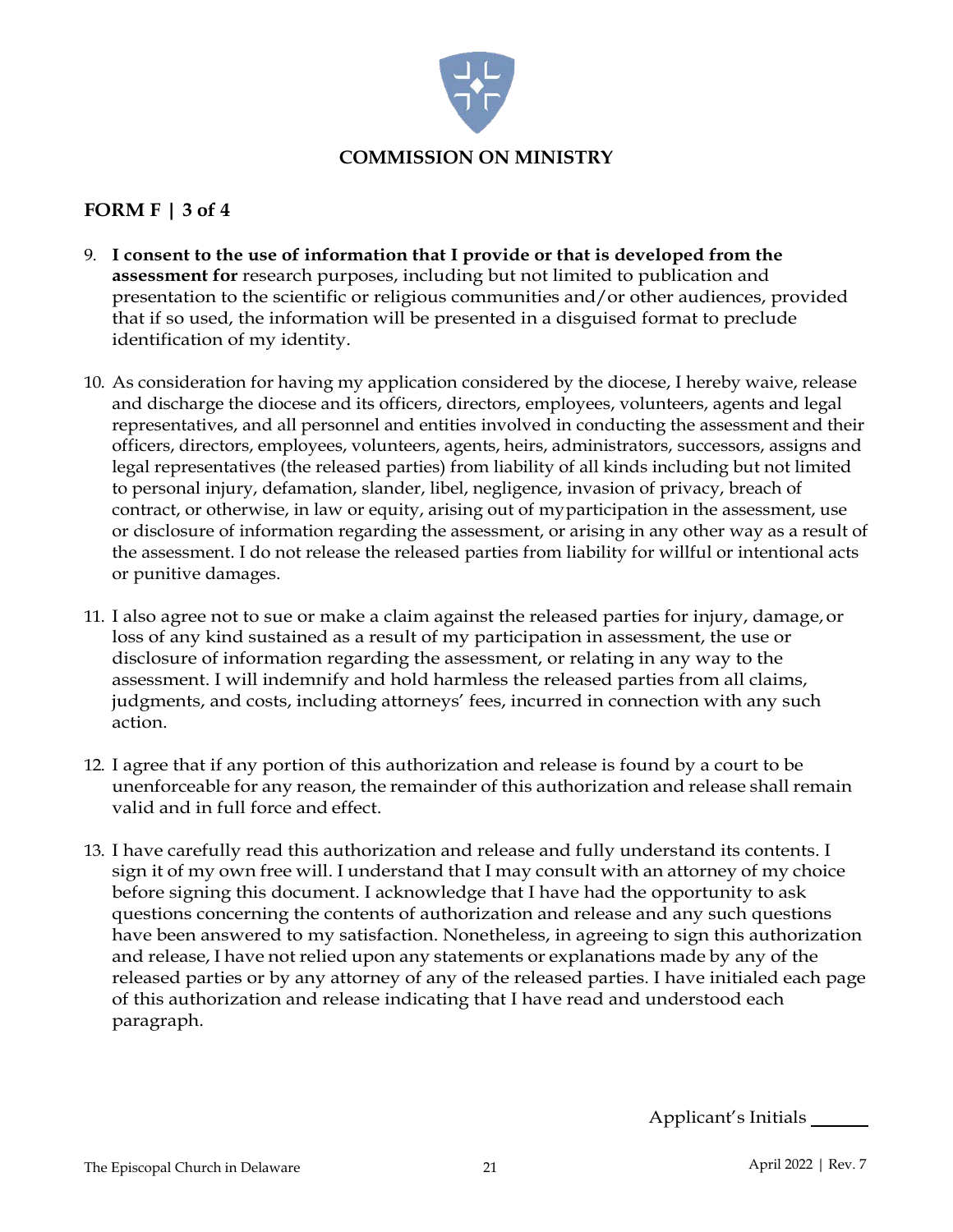**COMMISSION ON MINISTRY**

## FORM F | 3 of 4

9. **I consent to the use of information that I provide or that is developed from the assessment for** research purposes, including but not limited to publication and presentation to the scientific or religious communities and/or other audiences, provided that if so used, the information will be presented in a disguised format to preclude identification of my identity.

10. As consideration for having my application considered by the diocese, I hereby waive, release and discharge the diocese and its officers, directors, employees, volunteers, agents and legal representatives, and all personnel and entities involved in conducting the assessment and their officers, directors, employees, volunteers, agents, heirs, administrators, successors, assigns and legal representatives (the released parties) from liability of all kinds including but not limited to personal injury, defamation, slander, libel, negligence, invasion of privacy, breach of contract, or otherwise, in law or equity, arising out of my participation in the assessment, use or disclosure of information regarding the assessment, or arising in any other way as a result of the assessment. I do not release the released parties from liability for willful or intentional acts or punitive damages.

11. I also agree not to sue or make a claim against the released parties for injury, damage, or loss of any kind sustained as a result of my participation in assessment, the use or disclosure of information regarding the assessment, or relating in any way to the assessment. I will indemnify and hold harmless the released parties from all claims, judgments, and costs, including attorneys' fees, incurred in connection with any such action.

12. I agree that if any portion of this authorization and release is found by a court to be unenforceable for any reason, the remainder of this authorization and release shall remain valid and in full force and effect.

13. I have carefully read this authorization and release and fully understand its contents. I sign it of my own free will. I understand that I may consult with an attorney of my choice before signing this document. I acknowledge that I have had the opportunity to ask questions concerning the contents of authorization and release and any such questions have been answered to my satisfaction. Nonetheless, in agreeing to sign this authorization and release, I have not relied upon any statements or explanations made by any of the released parties or by any attorney of any of the released parties. I have initialed each page of this authorization and release indicating that I have read and understood each paragraph.

Applicant's Initials ______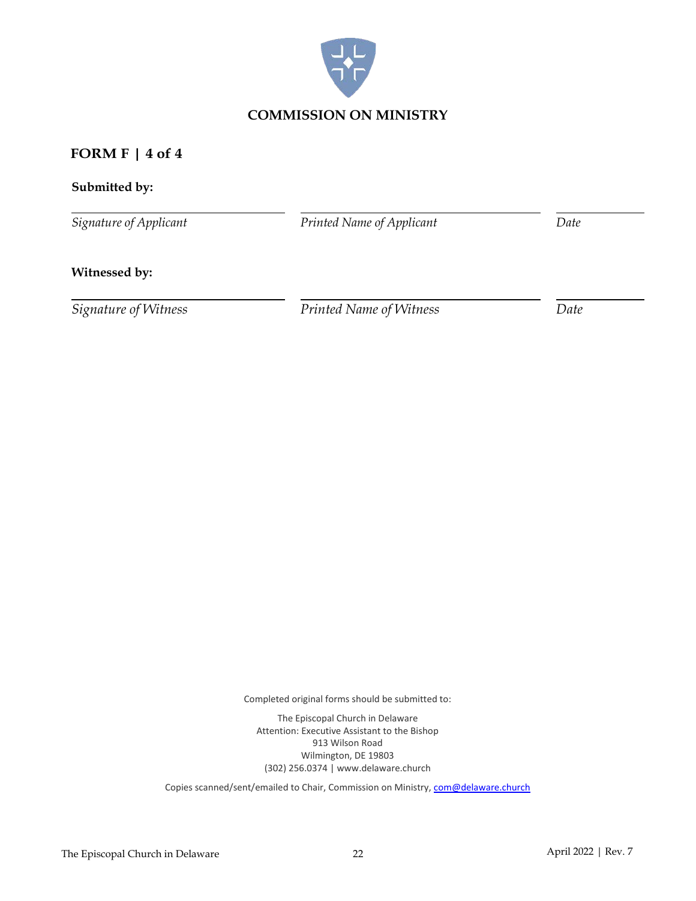## COMMISSION ON MINISTRY

### FORM F | 4 of 4

**Submitted by:**

| _______________________ | _______________________ | _____________ |
|---|---|---|
| *Signature of Applicant* | *Printed Name of Applicant* | *Date* |

**Witnessed by:**

| _______________________ | _______________________ | _____________ |
|---|---|---|
| *Signature of Witness* | *Printed Name of Witness* | *Date* |

Completed original forms should be submitted to:

The Episcopal Church in Delaware
Attention: Executive Assistant to the Bishop
913 Wilson Road
Wilmington, DE 19803
(302) 256.0374 | www.delaware.church

Copies scanned/sent/emailed to Chair, Commission on Ministry, com@delaware.church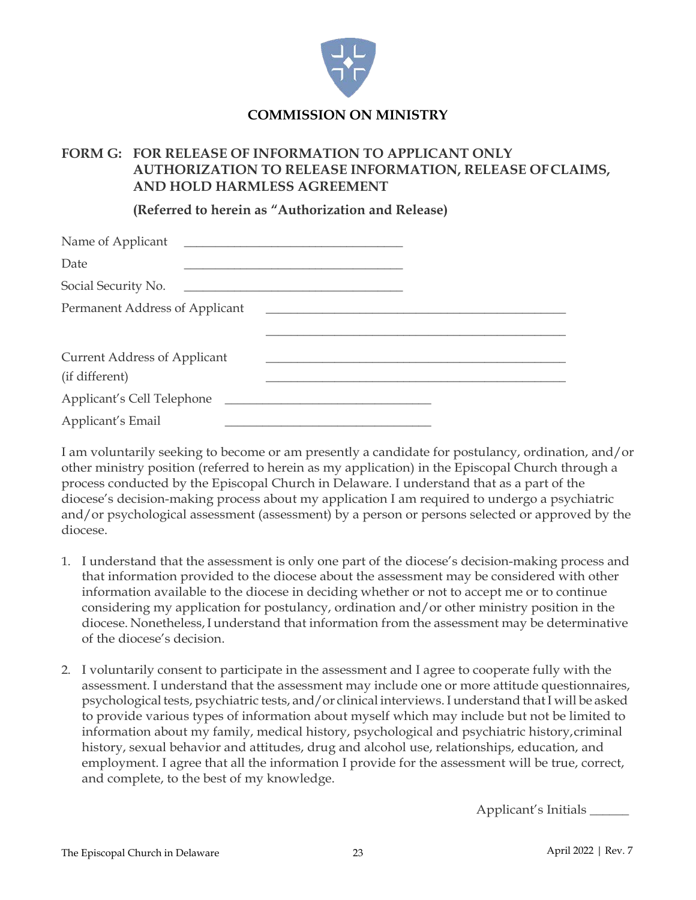## COMMISSION ON MINISTRY

### FORM G: FOR RELEASE OF INFORMATION TO APPLICANT ONLY AUTHORIZATION TO RELEASE INFORMATION, RELEASE OF CLAIMS, AND HOLD HARMLESS AGREEMENT

**(Referred to herein as "Authorization and Release)**

Name of Applicant ___________________________________

Date ___________________________________

Social Security No. ___________________________________

Permanent Address of Applicant ________________________________________________

________________________________________________

Current Address of Applicant ________________________________________________

(if different) ________________________________________________

Applicant's Cell Telephone ________________________________

Applicant's Email ________________________________

I am voluntarily seeking to become or am presently a candidate for postulancy, ordination, and/or other ministry position (referred to herein as my application) in the Episcopal Church through a process conducted by the Episcopal Church in Delaware. I understand that as a part of the diocese's decision-making process about my application I am required to undergo a psychiatric and/or psychological assessment (assessment) by a person or persons selected or approved by the diocese.

1. I understand that the assessment is only one part of the diocese's decision-making process and that information provided to the diocese about the assessment may be considered with other information available to the diocese in deciding whether or not to accept me or to continue considering my application for postulancy, ordination and/or other ministry position in the diocese. Nonetheless, I understand that information from the assessment may be determinative of the diocese's decision.

2. I voluntarily consent to participate in the assessment and I agree to cooperate fully with the assessment. I understand that the assessment may include one or more attitude questionnaires, psychological tests, psychiatric tests, and/or clinical interviews. I understand that I will be asked to provide various types of information about myself which may include but not be limited to information about my family, medical history, psychological and psychiatric history, criminal history, sexual behavior and attitudes, drug and alcohol use, relationships, education, and employment. I agree that all the information I provide for the assessment will be true, correct, and complete, to the best of my knowledge.

Applicant's Initials ______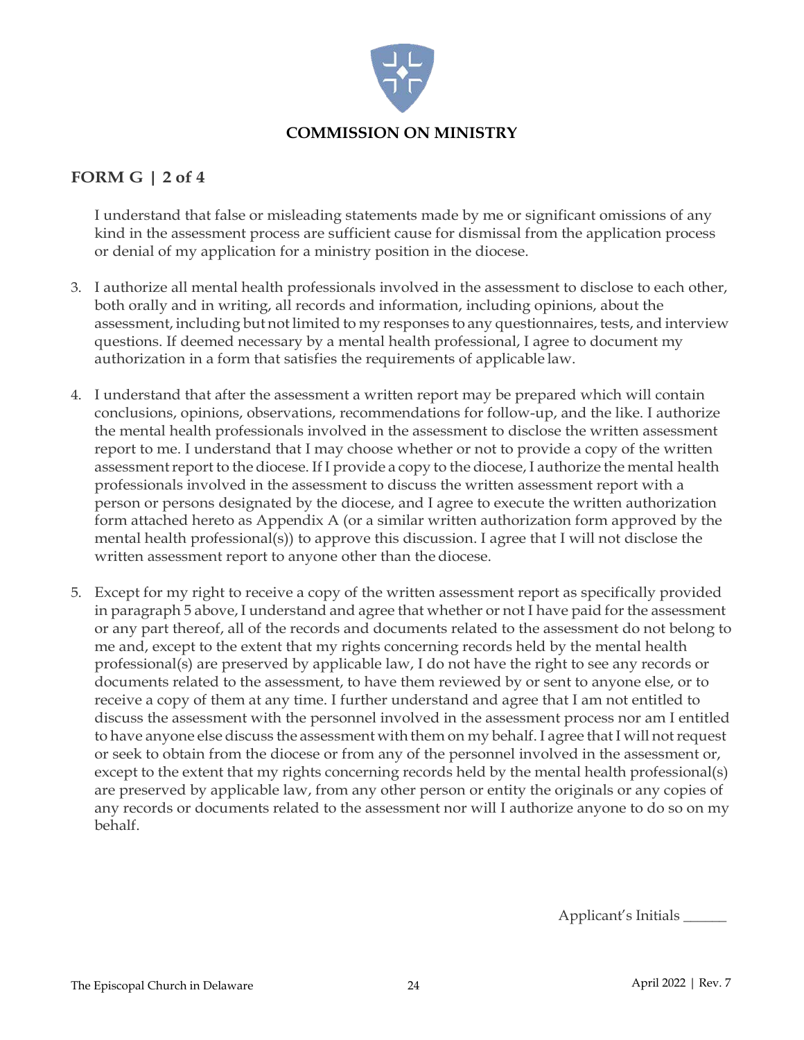**COMMISSION ON MINISTRY**

## FORM G | 2 of 4

I understand that false or misleading statements made by me or significant omissions of any kind in the assessment process are sufficient cause for dismissal from the application process or denial of my application for a ministry position in the diocese.

3. I authorize all mental health professionals involved in the assessment to disclose to each other, both orally and in writing, all records and information, including opinions, about the assessment, including but not limited to my responses to any questionnaires, tests, and interview questions. If deemed necessary by a mental health professional, I agree to document my authorization in a form that satisfies the requirements of applicable law.

4. I understand that after the assessment a written report may be prepared which will contain conclusions, opinions, observations, recommendations for follow-up, and the like. I authorize the mental health professionals involved in the assessment to disclose the written assessment report to me. I understand that I may choose whether or not to provide a copy of the written assessment report to the diocese. If I provide a copy to the diocese, I authorize the mental health professionals involved in the assessment to discuss the written assessment report with a person or persons designated by the diocese, and I agree to execute the written authorization form attached hereto as Appendix A (or a similar written authorization form approved by the mental health professional(s)) to approve this discussion. I agree that I will not disclose the written assessment report to anyone other than the diocese.

5. Except for my right to receive a copy of the written assessment report as specifically provided in paragraph 5 above, I understand and agree that whether or not I have paid for the assessment or any part thereof, all of the records and documents related to the assessment do not belong to me and, except to the extent that my rights concerning records held by the mental health professional(s) are preserved by applicable law, I do not have the right to see any records or documents related to the assessment, to have them reviewed by or sent to anyone else, or to receive a copy of them at any time. I further understand and agree that I am not entitled to discuss the assessment with the personnel involved in the assessment process nor am I entitled to have anyone else discuss the assessment with them on my behalf. I agree that I will not request or seek to obtain from the diocese or from any of the personnel involved in the assessment or, except to the extent that my rights concerning records held by the mental health professional(s) are preserved by applicable law, from any other person or entity the originals or any copies of any records or documents related to the assessment nor will I authorize anyone to do so on my behalf.

Applicant's Initials ______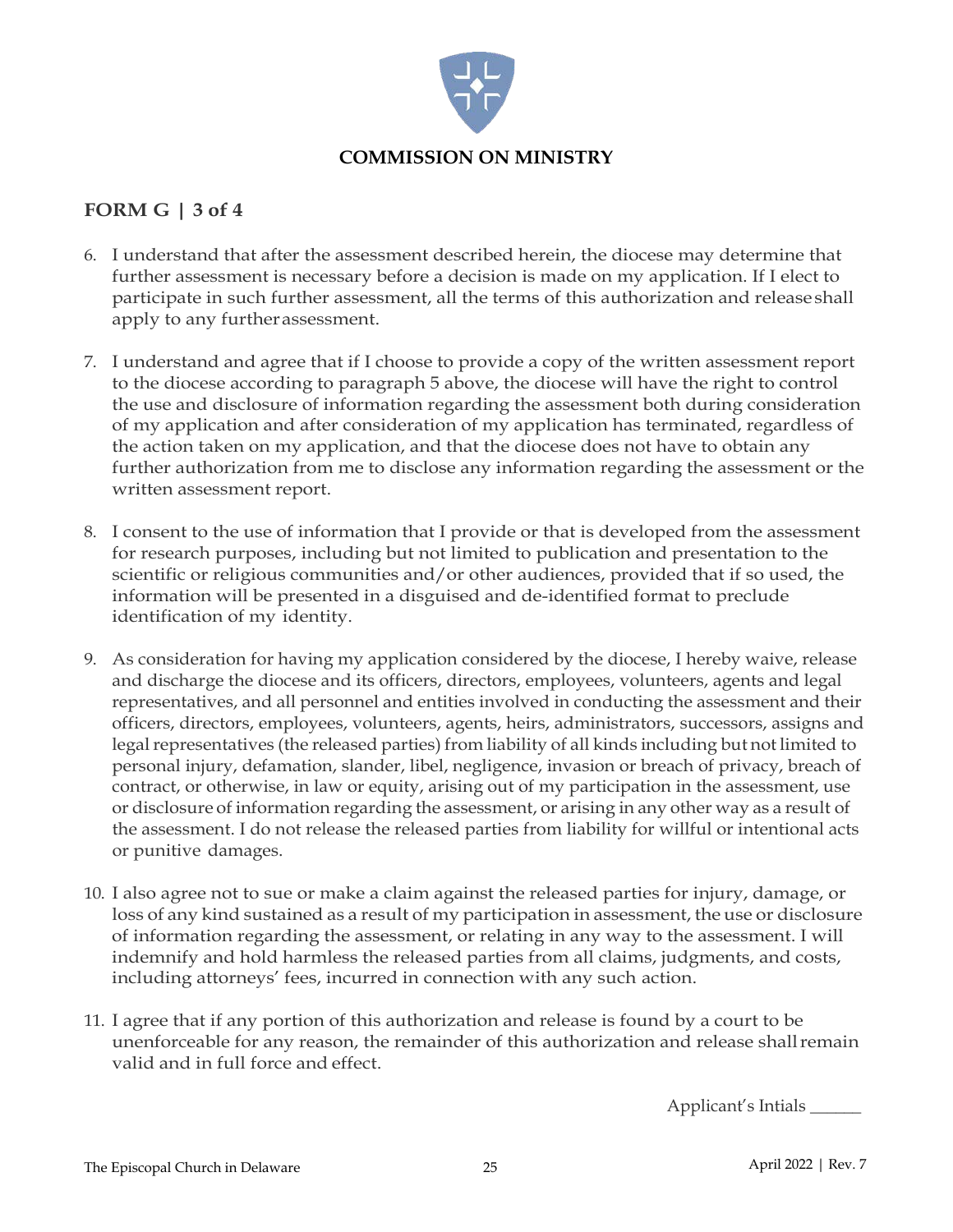## COMMISSION ON MINISTRY

### FORM G | 3 of 4

6. I understand that after the assessment described herein, the diocese may determine that further assessment is necessary before a decision is made on my application. If I elect to participate in such further assessment, all the terms of this authorization and release shall apply to any further assessment.

7. I understand and agree that if I choose to provide a copy of the written assessment report to the diocese according to paragraph 5 above, the diocese will have the right to control the use and disclosure of information regarding the assessment both during consideration of my application and after consideration of my application has terminated, regardless of the action taken on my application, and that the diocese does not have to obtain any further authorization from me to disclose any information regarding the assessment or the written assessment report.

8. I consent to the use of information that I provide or that is developed from the assessment for research purposes, including but not limited to publication and presentation to the scientific or religious communities and/or other audiences, provided that if so used, the information will be presented in a disguised and de-identified format to preclude identification of my identity.

9. As consideration for having my application considered by the diocese, I hereby waive, release and discharge the diocese and its officers, directors, employees, volunteers, agents and legal representatives, and all personnel and entities involved in conducting the assessment and their officers, directors, employees, volunteers, agents, heirs, administrators, successors, assigns and legal representatives (the released parties) from liability of all kinds including but not limited to personal injury, defamation, slander, libel, negligence, invasion or breach of privacy, breach of contract, or otherwise, in law or equity, arising out of my participation in the assessment, use or disclosure of information regarding the assessment, or arising in any other way as a result of the assessment. I do not release the released parties from liability for willful or intentional acts or punitive damages.

10. I also agree not to sue or make a claim against the released parties for injury, damage, or loss of any kind sustained as a result of my participation in assessment, the use or disclosure of information regarding the assessment, or relating in any way to the assessment. I will indemnify and hold harmless the released parties from all claims, judgments, and costs, including attorneys' fees, incurred in connection with any such action.

11. I agree that if any portion of this authorization and release is found by a court to be unenforceable for any reason, the remainder of this authorization and release shall remain valid and in full force and effect.

Applicant's Intials ______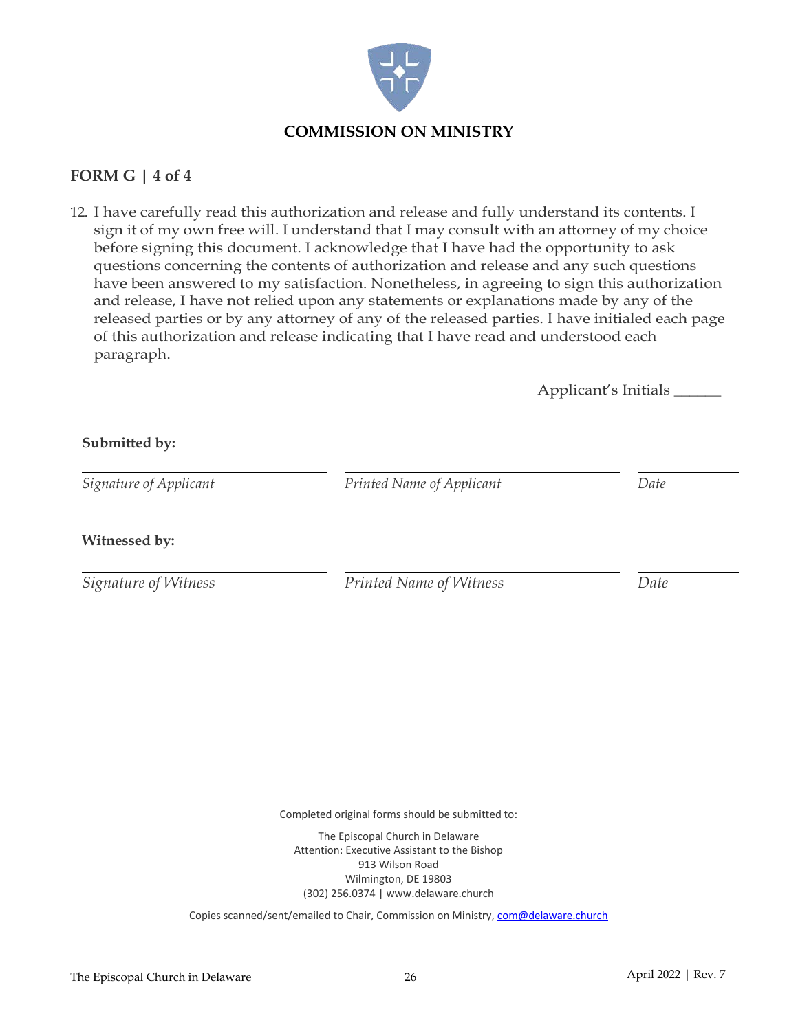## COMMISSION ON MINISTRY

### FORM G | 4 of 4

12. I have carefully read this authorization and release and fully understand its contents. I sign it of my own free will. I understand that I may consult with an attorney of my choice before signing this document. I acknowledge that I have had the opportunity to ask questions concerning the contents of authorization and release and any such questions have been answered to my satisfaction. Nonetheless, in agreeing to sign this authorization and release, I have not relied upon any statements or explanations made by any of the released parties or by any attorney of any of the released parties. I have initialed each page of this authorization and release indicating that I have read and understood each paragraph.

Applicant's Initials ______

**Submitted by:**

| ______________________ | ______________________ | __________ |
|---|---|---|
| *Signature of Applicant* | *Printed Name of Applicant* | *Date* |

**Witnessed by:**

| ______________________ | ______________________ | __________ |
|---|---|---|
| *Signature of Witness* | *Printed Name of Witness* | *Date* |

Completed original forms should be submitted to:

The Episcopal Church in Delaware
Attention: Executive Assistant to the Bishop
913 Wilson Road
Wilmington, DE 19803
(302) 256.0374 | www.delaware.church

Copies scanned/sent/emailed to Chair, Commission on Ministry, com@delaware.church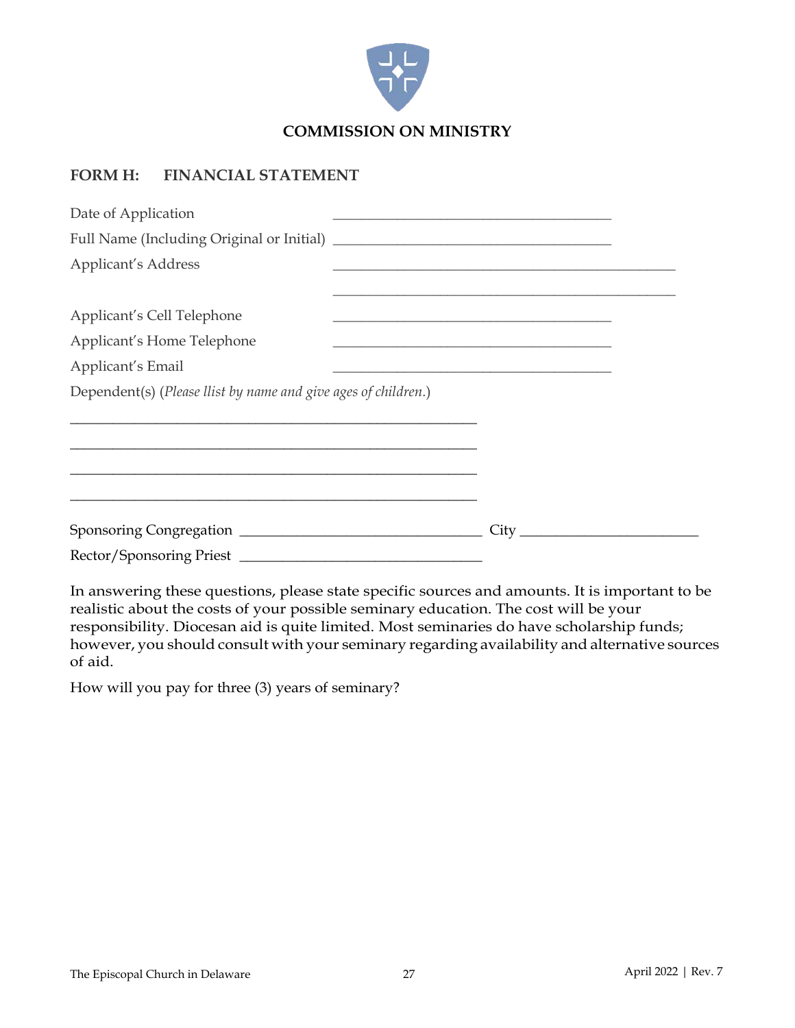**COMMISSION ON MINISTRY**

## FORM H: FINANCIAL STATEMENT

Date of Application ______________________________________

Full Name (Including Original or Initial) ______________________________________

Applicant's Address ______________________________________________

______________________________________________

Applicant's Cell Telephone ______________________________________

Applicant's Home Telephone ______________________________________

Applicant's Email ______________________________________

Dependent(s) (*Please llist by name and give ages of children.*)

______________________________________________________

______________________________________________________

______________________________________________________

______________________________________________________

Sponsoring Congregation ________________________________ City ______________________

Rector/Sponsoring Priest ________________________________

In answering these questions, please state specific sources and amounts. It is important to be realistic about the costs of your possible seminary education. The cost will be your responsibility. Diocesan aid is quite limited. Most seminaries do have scholarship funds; however, you should consult with your seminary regarding availability and alternative sources of aid.

How will you pay for three (3) years of seminary?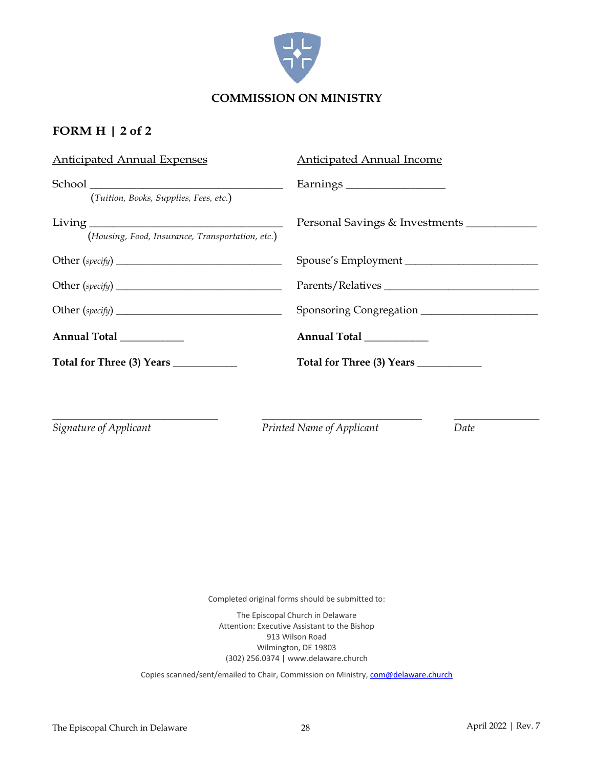**COMMISSION ON MINISTRY**

## FORM H | 2 of 2

| Anticipated Annual Expenses | Anticipated Annual Income |
|---|---|
| School ________________ (*Tuition, Books, Supplies, Fees, etc.*) | Earnings ________________ |
| Living ________________ (*Housing, Food, Insurance, Transportation, etc.*) | Personal Savings & Investments ________________ |
| Other (*specify*) ________________ | Spouse's Employment ________________ |
| Other (*specify*) ________________ | Parents/Relatives ________________ |
| Other (*specify*) ________________ | Sponsoring Congregation ________________ |
| **Annual Total** ________________ | **Annual Total** ________________ |
| **Total for Three (3) Years** ________________ | **Total for Three (3) Years** ________________ |

________________________ *Signature of Applicant*

________________________ *Printed Name of Applicant*

________________________ *Date*

Completed original forms should be submitted to:

The Episcopal Church in Delaware
Attention: Executive Assistant to the Bishop
913 Wilson Road
Wilmington, DE 19803
(302) 256.0374 | www.delaware.church

Copies scanned/sent/emailed to Chair, Commission on Ministry, com@delaware.church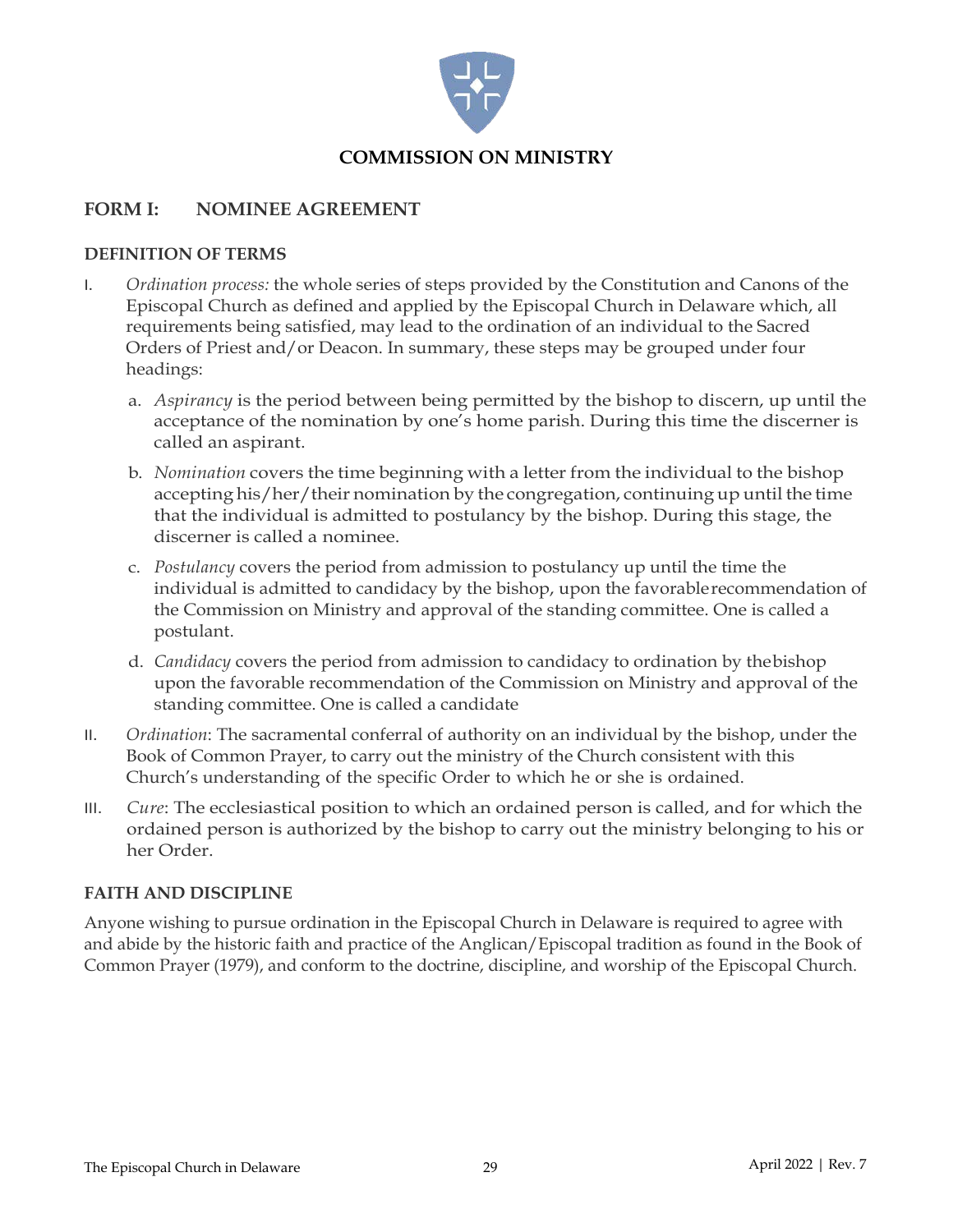**COMMISSION ON MINISTRY**

## FORM I: NOMINEE AGREEMENT

### DEFINITION OF TERMS

I. *Ordination process:* the whole series of steps provided by the Constitution and Canons of the Episcopal Church as defined and applied by the Episcopal Church in Delaware which, all requirements being satisfied, may lead to the ordination of an individual to the Sacred Orders of Priest and/or Deacon. In summary, these steps may be grouped under four headings:

   a. *Aspirancy* is the period between being permitted by the bishop to discern, up until the acceptance of the nomination by one's home parish. During this time the discerner is called an aspirant.

   b. *Nomination* covers the time beginning with a letter from the individual to the bishop accepting his/her/their nomination by the congregation, continuing up until the time that the individual is admitted to postulancy by the bishop. During this stage, the discerner is called a nominee.

   c. *Postulancy* covers the period from admission to postulancy up until the time the individual is admitted to candidacy by the bishop, upon the favorable recommendation of the Commission on Ministry and approval of the standing committee. One is called a postulant.

   d. *Candidacy* covers the period from admission to candidacy to ordination by the bishop upon the favorable recommendation of the Commission on Ministry and approval of the standing committee. One is called a candidate

II. *Ordination*: The sacramental conferral of authority on an individual by the bishop, under the Book of Common Prayer, to carry out the ministry of the Church consistent with this Church's understanding of the specific Order to which he or she is ordained.

III. *Cure*: The ecclesiastical position to which an ordained person is called, and for which the ordained person is authorized by the bishop to carry out the ministry belonging to his or her Order.

### FAITH AND DISCIPLINE

Anyone wishing to pursue ordination in the Episcopal Church in Delaware is required to agree with and abide by the historic faith and practice of the Anglican/Episcopal tradition as found in the Book of Common Prayer (1979), and conform to the doctrine, discipline, and worship of the Episcopal Church.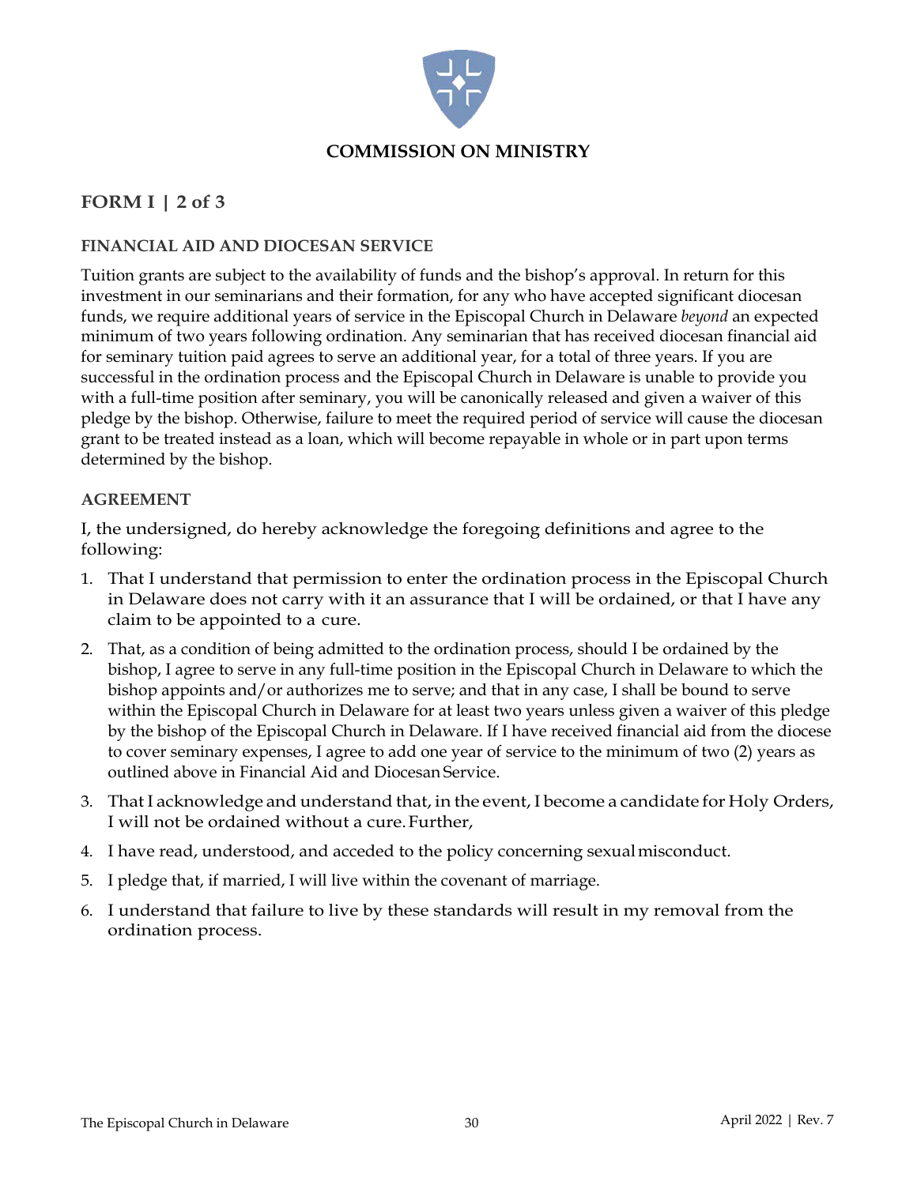## COMMISSION ON MINISTRY

## FORM I | 2 of 3

### FINANCIAL AID AND DIOCESAN SERVICE

Tuition grants are subject to the availability of funds and the bishop's approval. In return for this investment in our seminarians and their formation, for any who have accepted significant diocesan funds, we require additional years of service in the Episcopal Church in Delaware *beyond* an expected minimum of two years following ordination. Any seminarian that has received diocesan financial aid for seminary tuition paid agrees to serve an additional year, for a total of three years. If you are successful in the ordination process and the Episcopal Church in Delaware is unable to provide you with a full-time position after seminary, you will be canonically released and given a waiver of this pledge by the bishop. Otherwise, failure to meet the required period of service will cause the diocesan grant to be treated instead as a loan, which will become repayable in whole or in part upon terms determined by the bishop.

### AGREEMENT

I, the undersigned, do hereby acknowledge the foregoing definitions and agree to the following:

1. That I understand that permission to enter the ordination process in the Episcopal Church in Delaware does not carry with it an assurance that I will be ordained, or that I have any claim to be appointed to a cure.
2. That, as a condition of being admitted to the ordination process, should I be ordained by the bishop, I agree to serve in any full-time position in the Episcopal Church in Delaware to which the bishop appoints and/or authorizes me to serve; and that in any case, I shall be bound to serve within the Episcopal Church in Delaware for at least two years unless given a waiver of this pledge by the bishop of the Episcopal Church in Delaware. If I have received financial aid from the diocese to cover seminary expenses, I agree to add one year of service to the minimum of two (2) years as outlined above in Financial Aid and Diocesan Service.
3. That I acknowledge and understand that, in the event, I become a candidate for Holy Orders, I will not be ordained without a cure. Further,
4. I have read, understood, and acceded to the policy concerning sexual misconduct.
5. I pledge that, if married, I will live within the covenant of marriage.
6. I understand that failure to live by these standards will result in my removal from the ordination process.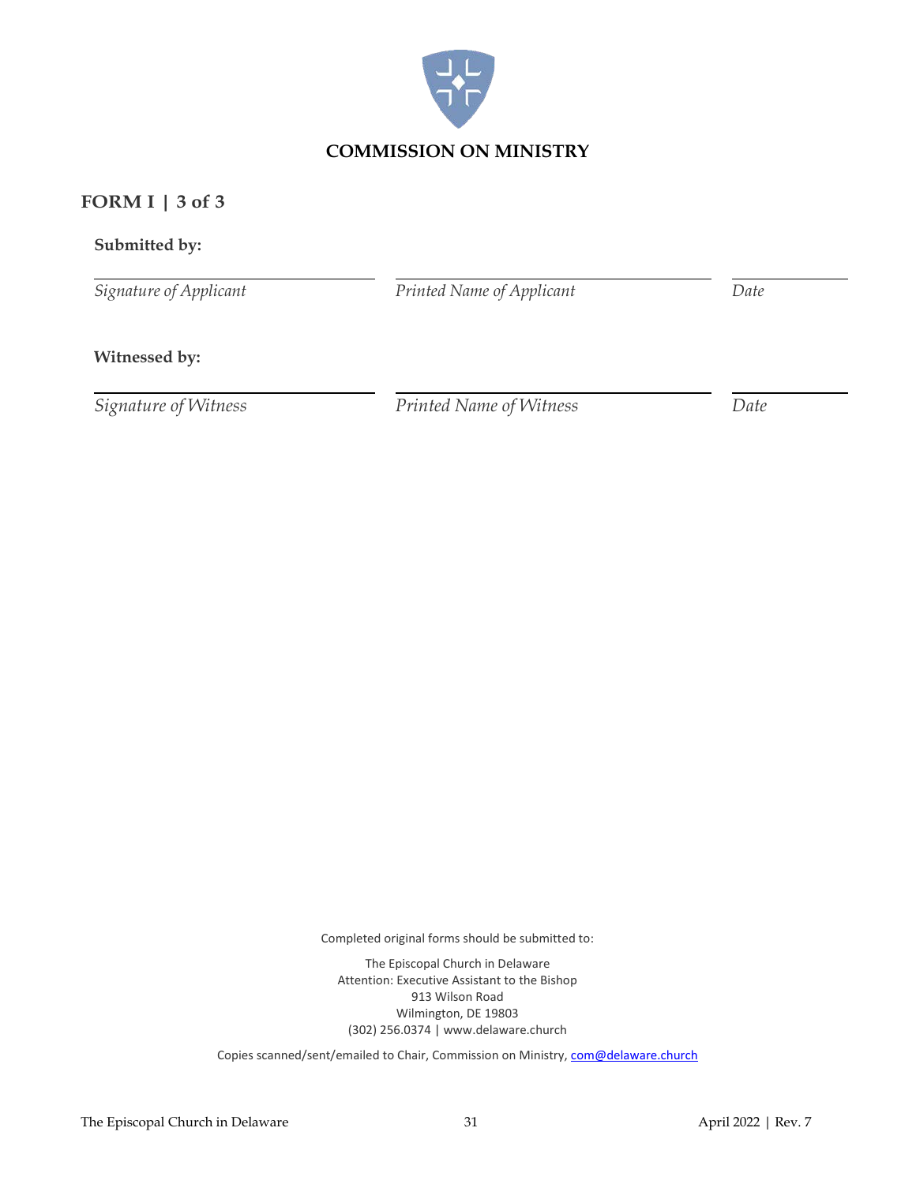**COMMISSION ON MINISTRY**

## FORM I | 3 of 3

**Submitted by:**

| _Signature of Applicant_ | _Printed Name of Applicant_ | _Date_ |
|---|---|---|

**Witnessed by:**

| _Signature of Witness_ | _Printed Name of Witness_ | _Date_ |
|---|---|---|

Completed original forms should be submitted to:

The Episcopal Church in Delaware
Attention: Executive Assistant to the Bishop
913 Wilson Road
Wilmington, DE 19803
(302) 256.0374 | www.delaware.church

Copies scanned/sent/emailed to Chair, Commission on Ministry, com@delaware.church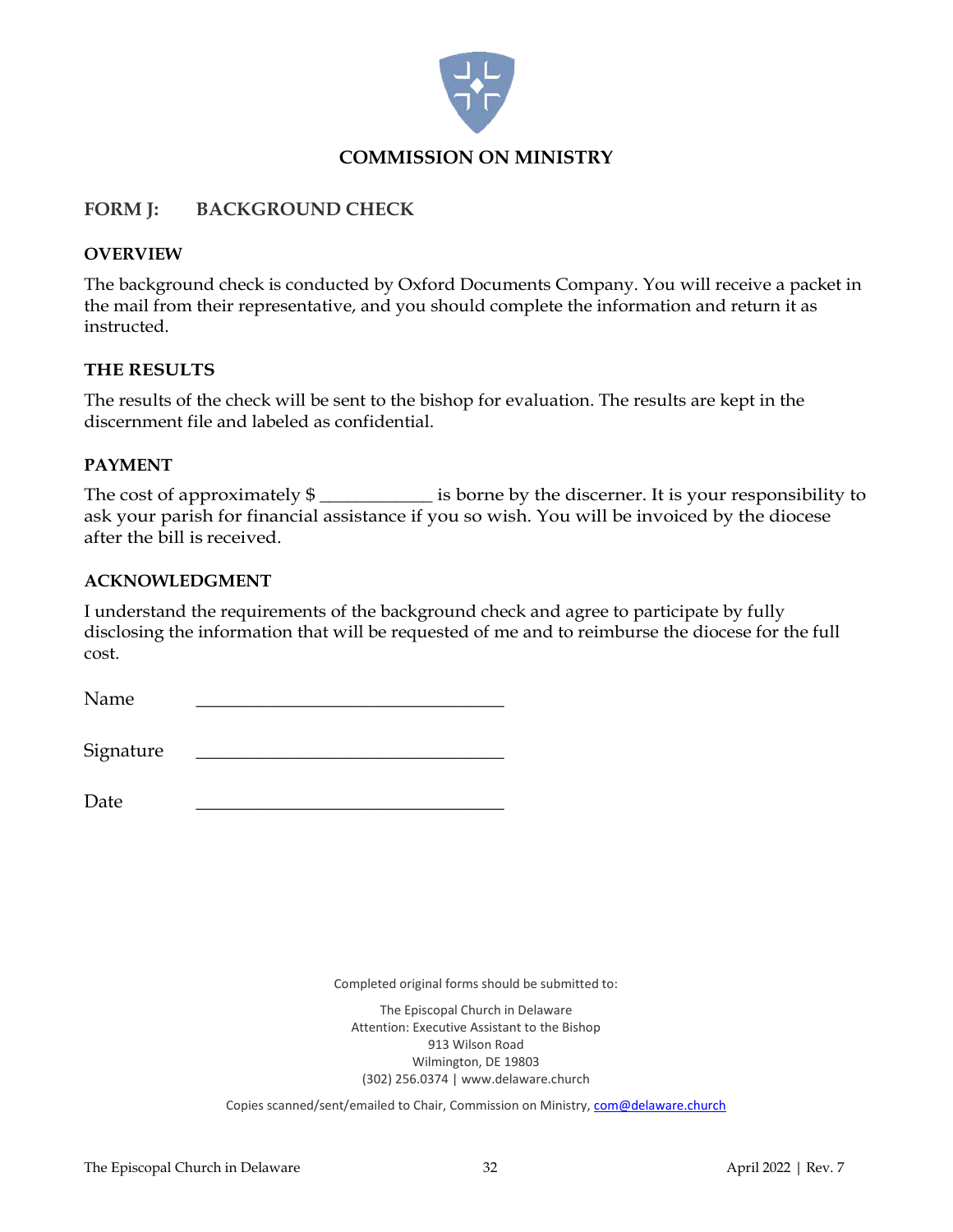# COMMISSION ON MINISTRY

## FORM J: BACKGROUND CHECK

### OVERVIEW

The background check is conducted by Oxford Documents Company. You will receive a packet in the mail from their representative, and you should complete the information and return it as instructed.

### THE RESULTS

The results of the check will be sent to the bishop for evaluation. The results are kept in the discernment file and labeled as confidential.

### PAYMENT

The cost of approximately $ ____________ is borne by the discerner. It is your responsibility to ask your parish for financial assistance if you so wish. You will be invoiced by the diocese after the bill is received.

### ACKNOWLEDGMENT

I understand the requirements of the background check and agree to participate by fully disclosing the information that will be requested of me and to reimburse the diocese for the full cost.

Name _________________________________

Signature _________________________________

Date _________________________________

Completed original forms should be submitted to:

The Episcopal Church in Delaware
Attention: Executive Assistant to the Bishop
913 Wilson Road
Wilmington, DE 19803
(302) 256.0374 | www.delaware.church

Copies scanned/sent/emailed to Chair, Commission on Ministry, com@delaware.church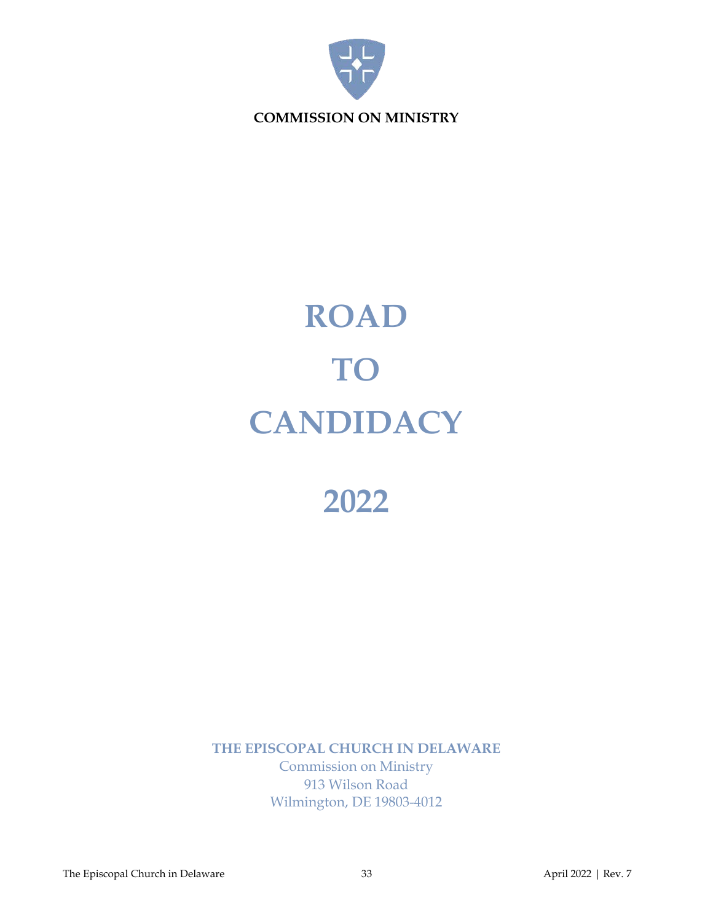**COMMISSION ON MINISTRY**

# ROAD

# TO

# CANDIDACY

# 2022

**THE EPISCOPAL CHURCH IN DELAWARE**

Commission on Ministry

913 Wilson Road

Wilmington, DE 19803-4012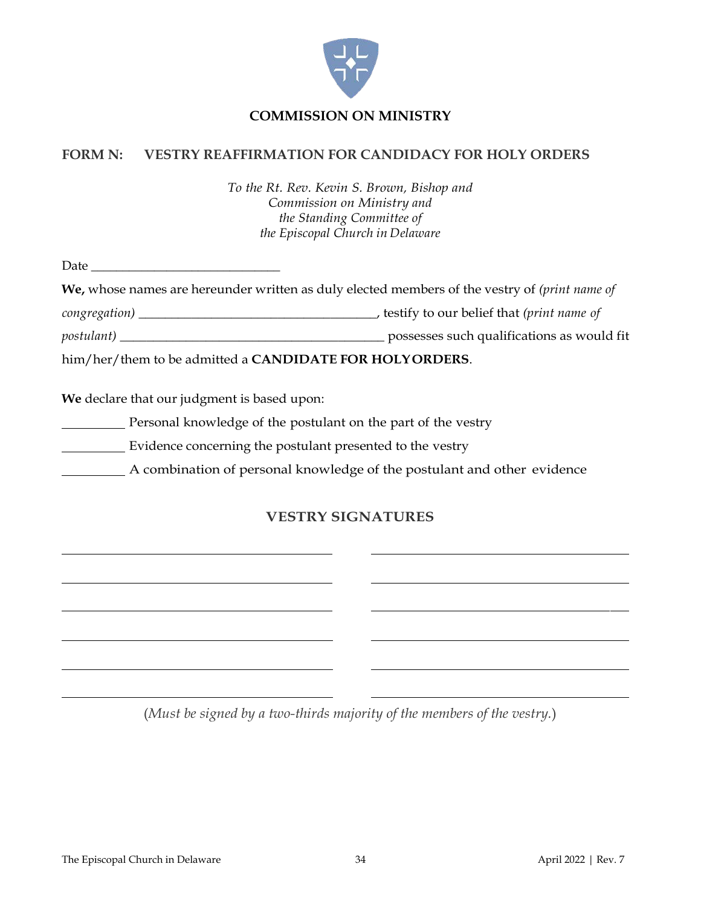## COMMISSION ON MINISTRY

## FORM N: VESTRY REAFFIRMATION FOR CANDIDACY FOR HOLY ORDERS

*To the Rt. Rev. Kevin S. Brown, Bishop and*
*Commission on Ministry and*
*the Standing Committee of*
*the Episcopal Church in Delaware*

Date ______________________________

**We,** whose names are hereunder written as duly elected members of the vestry of *(print name of congregation)* ____________________________________, testify to our belief that *(print name of postulant)* ________________________________________ possesses such qualifications as would fit him/her/them to be admitted a **CANDIDATE FOR HOLY ORDERS**.

**We** declare that our judgment is based upon:

__________ Personal knowledge of the postulant on the part of the vestry

__________ Evidence concerning the postulant presented to the vestry

__________ A combination of personal knowledge of the postulant and other evidence

### VESTRY SIGNATURES

| | |
|---|---|
| ______________________________ | ______________________________ |
| ______________________________ | ______________________________ |
| ______________________________ | ______________________________ |
| ______________________________ | ______________________________ |
| ______________________________ | ______________________________ |
| ______________________________ | ______________________________ |

(*Must be signed by a two-thirds majority of the members of the vestry.*)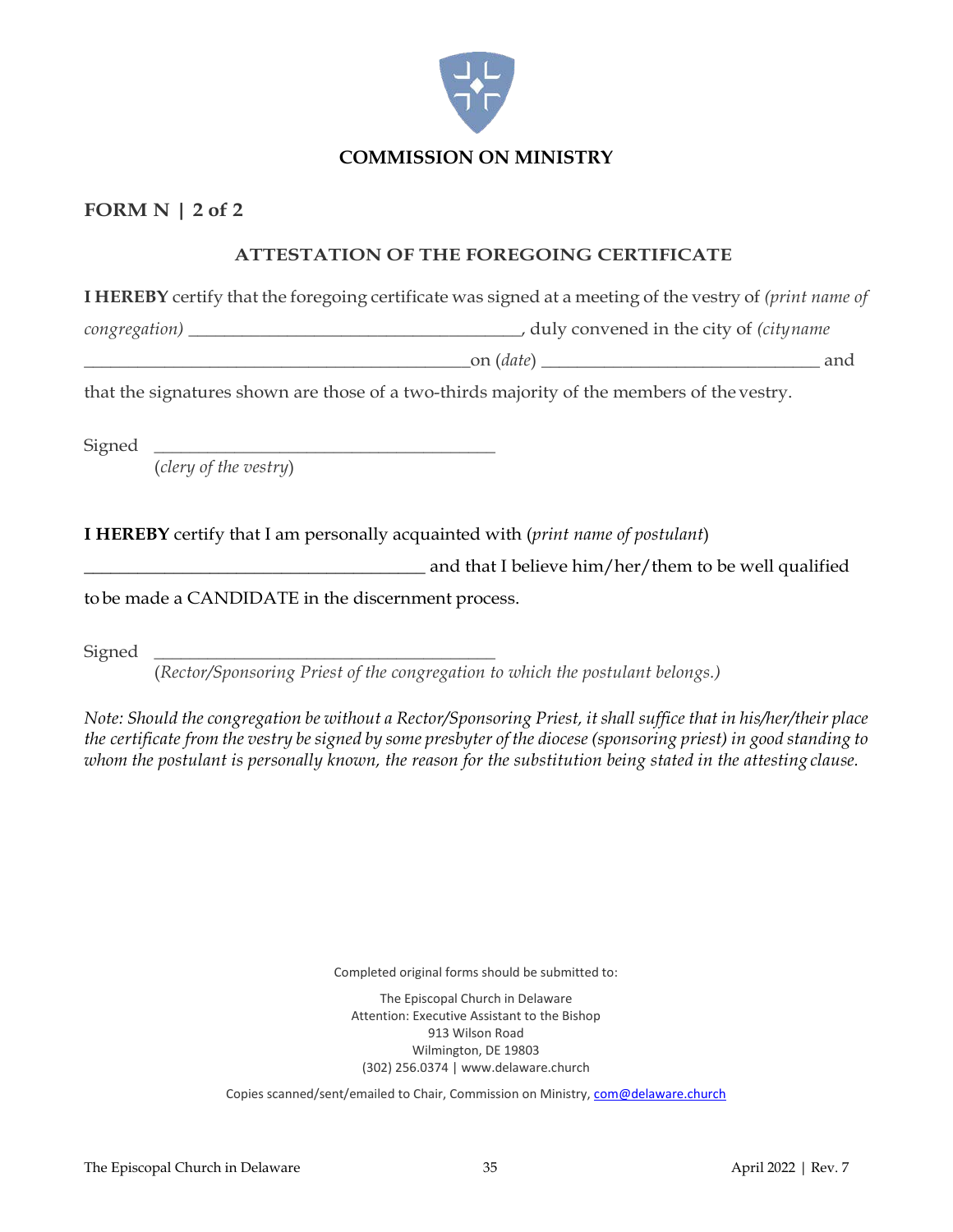## COMMISSION ON MINISTRY

### FORM N | 2 of 2

### ATTESTATION OF THE FOREGOING CERTIFICATE

**I HEREBY** certify that the foregoing certificate was signed at a meeting of the vestry of *(print name of congregation)* ____________________________________, duly convened in the city of *(city name* ________________________________________on (*date*) ______________________________ and that the signatures shown are those of a two-thirds majority of the members of the vestry.

Signed ______________________________________
(*clery of the vestry*)

**I HEREBY** certify that I am personally acquainted with (*print name of postulant*) __________________________________ and that I believe him/her/them to be well qualified to be made a CANDIDATE in the discernment process.

Signed ______________________________________
(*Rector/Sponsoring Priest of the congregation to which the postulant belongs.)*

*Note: Should the congregation be without a Rector/Sponsoring Priest, it shall suffice that in his/her/their place the certificate from the vestry be signed by some presbyter of the diocese (sponsoring priest) in good standing to whom the postulant is personally known, the reason for the substitution being stated in the attesting clause.*

Completed original forms should be submitted to:

The Episcopal Church in Delaware
Attention: Executive Assistant to the Bishop
913 Wilson Road
Wilmington, DE 19803
(302) 256.0374 | www.delaware.church

Copies scanned/sent/emailed to Chair, Commission on Ministry, com@delaware.church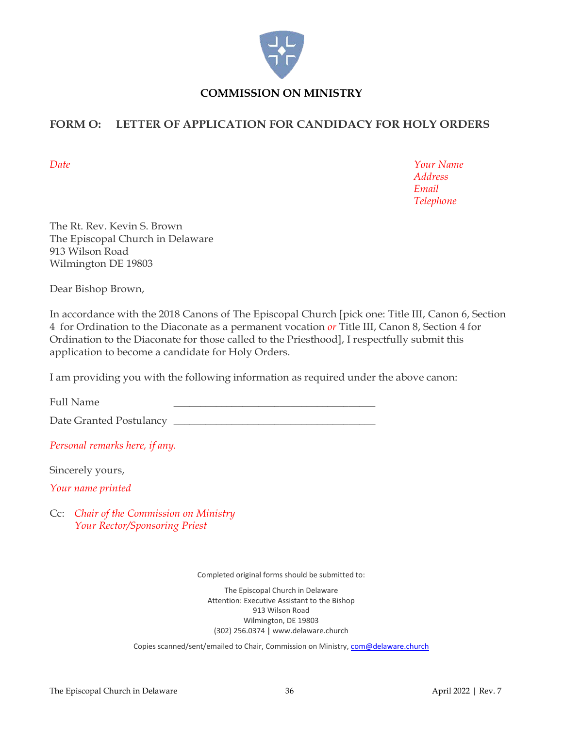**COMMISSION ON MINISTRY**

## FORM O: LETTER OF APPLICATION FOR CANDIDACY FOR HOLY ORDERS

*Date*

*Your Name*
*Address*
*Email*
*Telephone*

The Rt. Rev. Kevin S. Brown
The Episcopal Church in Delaware
913 Wilson Road
Wilmington DE 19803

Dear Bishop Brown,

In accordance with the 2018 Canons of The Episcopal Church [pick one: Title III, Canon 6, Section 4 for Ordination to the Diaconate as a permanent vocation *or* Title III, Canon 8, Section 4 for Ordination to the Diaconate for those called to the Priesthood], I respectfully submit this application to become a candidate for Holy Orders.

I am providing you with the following information as required under the above canon:

Full Name ______________________________________

Date Granted Postulancy ______________________________________

*Personal remarks here, if any.*

Sincerely yours,

*Your name printed*

Cc: *Chair of the Commission on Ministry*
*Your Rector/Sponsoring Priest*

Completed original forms should be submitted to:

The Episcopal Church in Delaware
Attention: Executive Assistant to the Bishop
913 Wilson Road
Wilmington, DE 19803
(302) 256.0374 | www.delaware.church

Copies scanned/sent/emailed to Chair, Commission on Ministry, com@delaware.church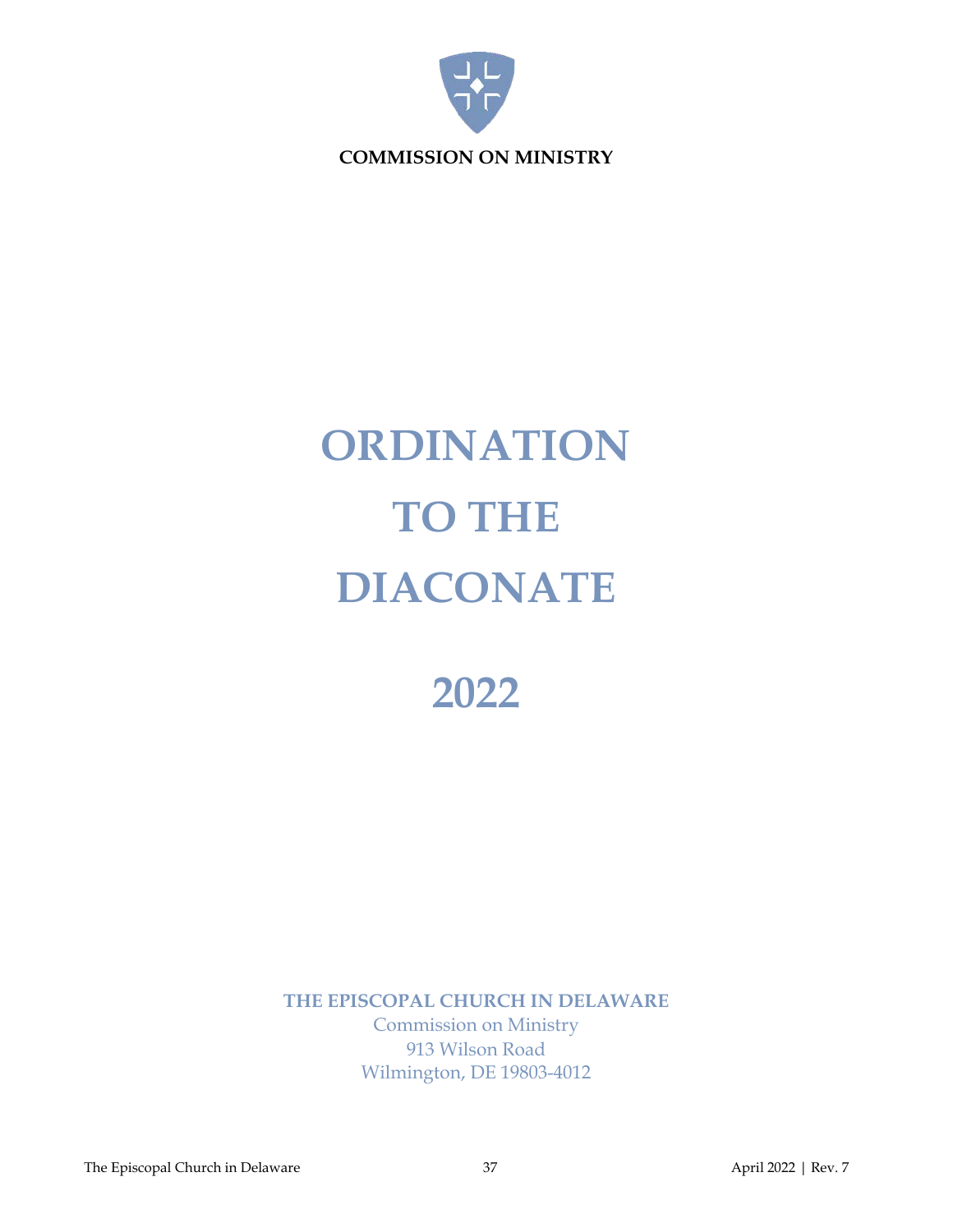**COMMISSION ON MINISTRY**

# ORDINATION TO THE DIACONATE

# 2022

**THE EPISCOPAL CHURCH IN DELAWARE**

Commission on Ministry
913 Wilson Road
Wilmington, DE 19803-4012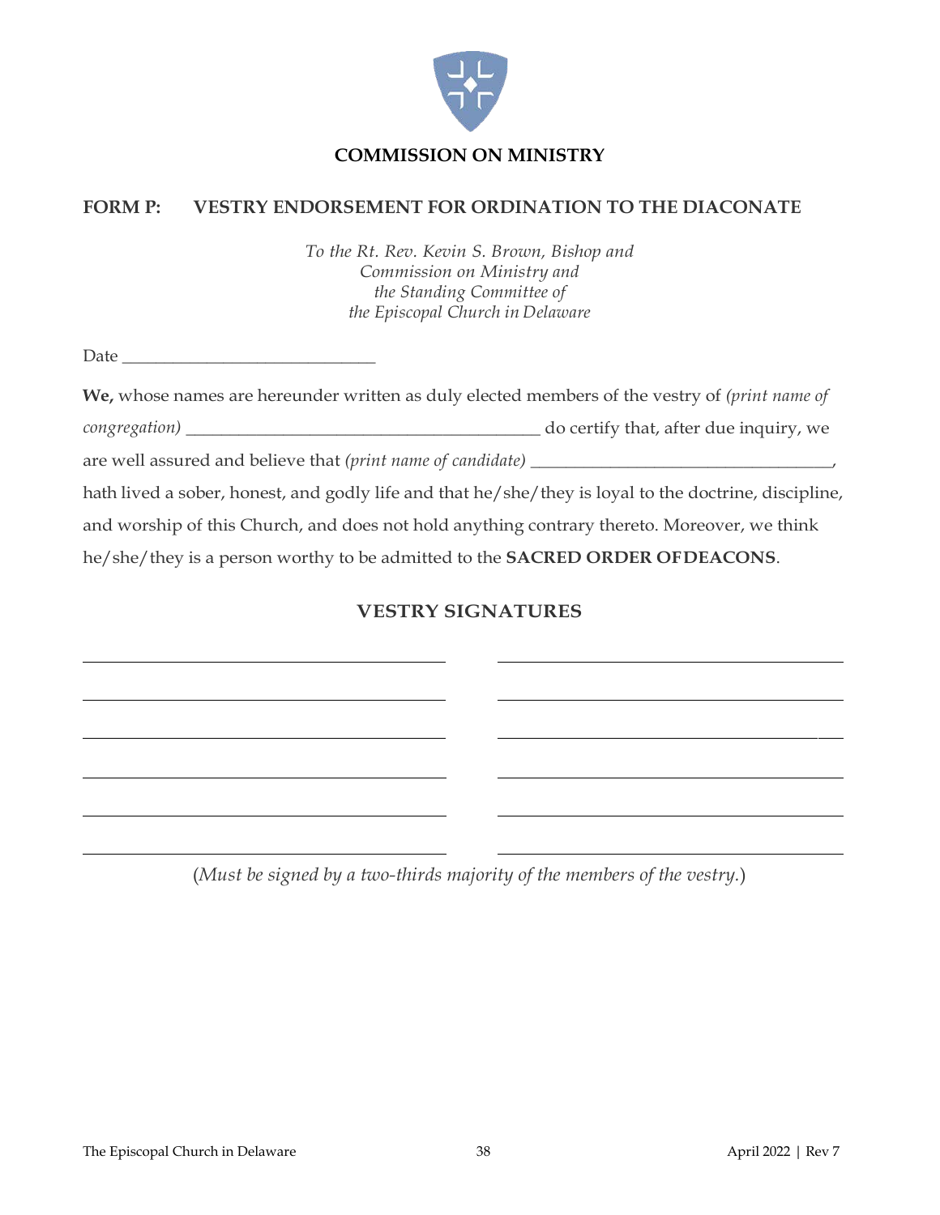**COMMISSION ON MINISTRY**

## FORM P: VESTRY ENDORSEMENT FOR ORDINATION TO THE DIACONATE

*To the Rt. Rev. Kevin S. Brown, Bishop and*
*Commission on Ministry and*
*the Standing Committee of*
*the Episcopal Church in Delaware*

Date ______________________________

**We,** whose names are hereunder written as duly elected members of the vestry of *(print name of congregation)* ________________________________________ do certify that, after due inquiry, we are well assured and believe that *(print name of candidate)* ___________________________________, hath lived a sober, honest, and godly life and that he/she/they is loyal to the doctrine, discipline, and worship of this Church, and does not hold anything contrary thereto. Moreover, we think he/she/they is a person worthy to be admitted to the **SACRED ORDER OF DEACONS**.

### VESTRY SIGNATURES

| | |
|---|---|
| ______________________________ | ______________________________ |
| ______________________________ | ______________________________ |
| ______________________________ | ______________________________ |
| ______________________________ | ______________________________ |
| ______________________________ | ______________________________ |
| ______________________________ | ______________________________ |

(*Must be signed by a two-thirds majority of the members of the vestry.*)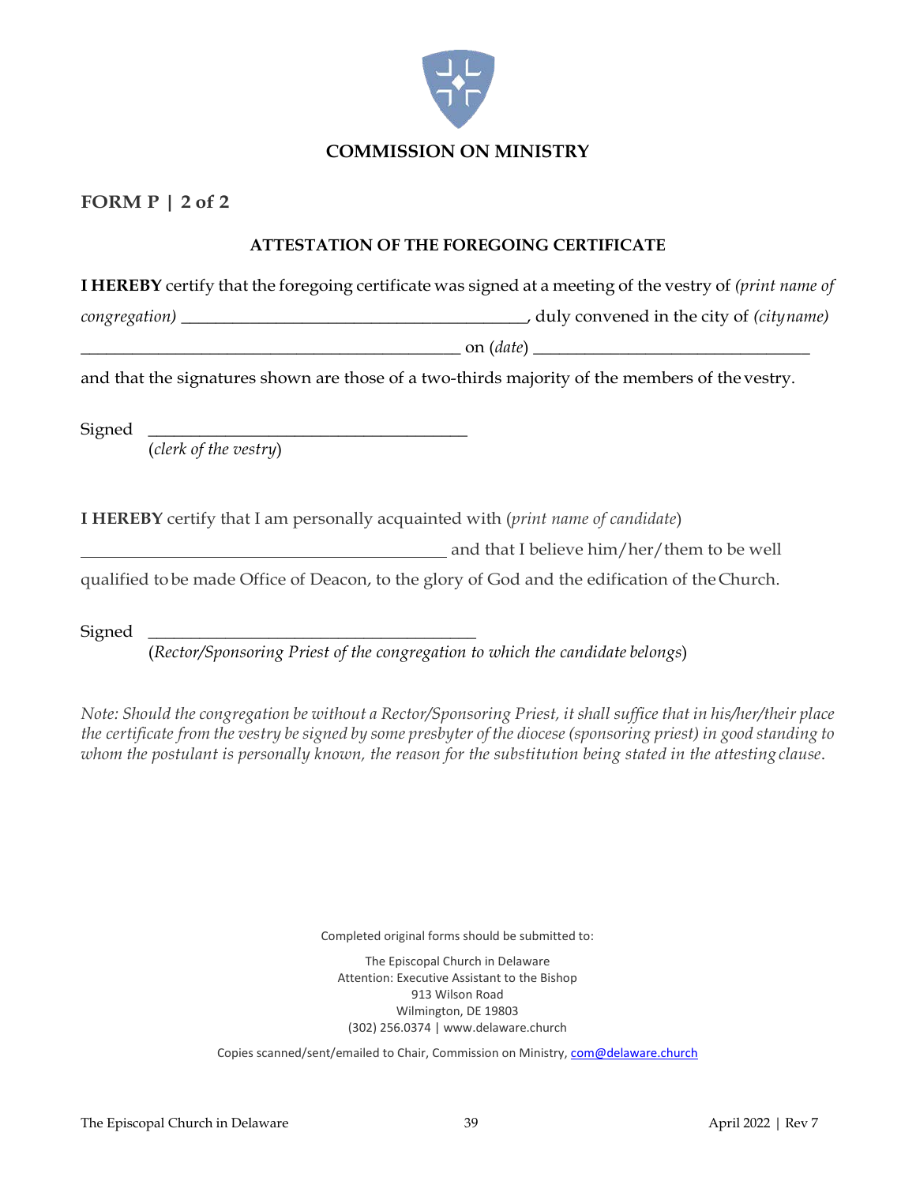## COMMISSION ON MINISTRY

### FORM P | 2 of 2

#### ATTESTATION OF THE FOREGOING CERTIFICATE

**I HEREBY** certify that the foregoing certificate was signed at a meeting of the vestry of *(print name of congregation)* ________________________________________, duly convened in the city of *(city name)* ____________________________________________ on (*date*) _________________________________ and that the signatures shown are those of a two-thirds majority of the members of the vestry.

Signed _____________________________________
(*clerk of the vestry*)

**I HEREBY** certify that I am personally acquainted with (*print name of candidate*) __________________________________________ and that I believe him/her/them to be well qualified to be made Office of Deacon, to the glory of God and the edification of the Church.

Signed ______________________________________
(*Rector/Sponsoring Priest of the congregation to which the candidate belongs*)

*Note: Should the congregation be without a Rector/Sponsoring Priest, it shall suffice that in his/her/their place the certificate from the vestry be signed by some presbyter of the diocese (sponsoring priest) in good standing to whom the postulant is personally known, the reason for the substitution being stated in the attesting clause.*

Completed original forms should be submitted to:

The Episcopal Church in Delaware
Attention: Executive Assistant to the Bishop
913 Wilson Road
Wilmington, DE 19803
(302) 256.0374 | www.delaware.church

Copies scanned/sent/emailed to Chair, Commission on Ministry, com@delaware.church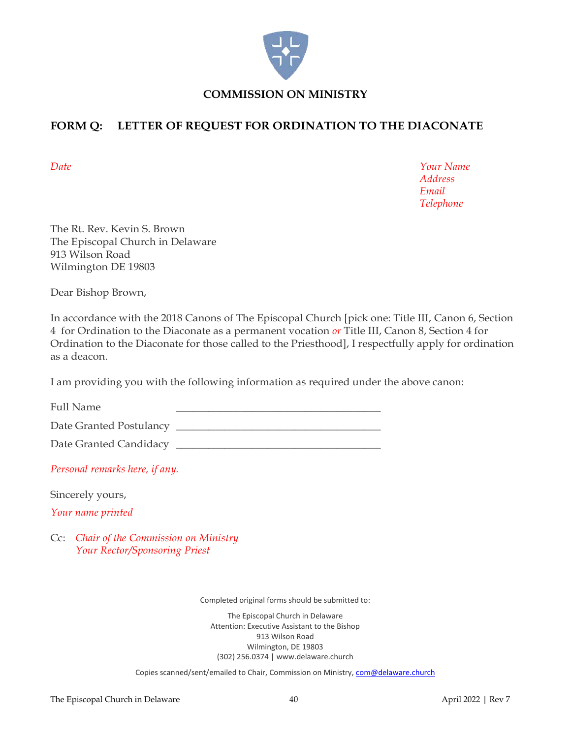**COMMISSION ON MINISTRY**

## FORM Q: LETTER OF REQUEST FOR ORDINATION TO THE DIACONATE

*Date*

*Your Name*
*Address*
*Email*
*Telephone*

The Rt. Rev. Kevin S. Brown
The Episcopal Church in Delaware
913 Wilson Road
Wilmington DE 19803

Dear Bishop Brown,

In accordance with the 2018 Canons of The Episcopal Church [pick one: Title III, Canon 6, Section 4 for Ordination to the Diaconate as a permanent vocation *or* Title III, Canon 8, Section 4 for Ordination to the Diaconate for those called to the Priesthood], I respectfully apply for ordination as a deacon.

I am providing you with the following information as required under the above canon:

Full Name ________________________________________

Date Granted Postulancy ________________________________________

Date Granted Candidacy ________________________________________

*Personal remarks here, if any.*

Sincerely yours,

*Your name printed*

Cc: *Chair of the Commission on Ministry*
*Your Rector/Sponsoring Priest*

Completed original forms should be submitted to:

The Episcopal Church in Delaware
Attention: Executive Assistant to the Bishop
913 Wilson Road
Wilmington, DE 19803
(302) 256.0374 | www.delaware.church

Copies scanned/sent/emailed to Chair, Commission on Ministry, com@delaware.church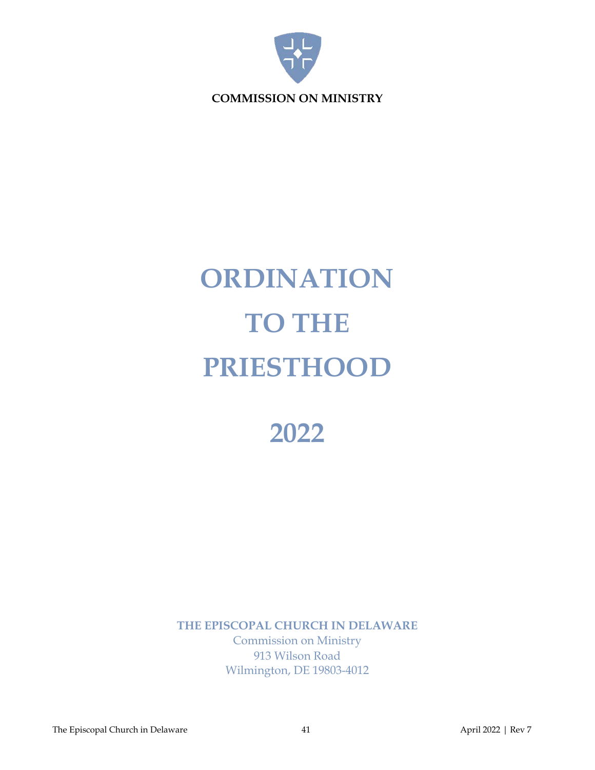**COMMISSION ON MINISTRY**

# ORDINATION TO THE PRIESTHOOD

# 2022

**THE EPISCOPAL CHURCH IN DELAWARE**

Commission on Ministry
913 Wilson Road
Wilmington, DE 19803-4012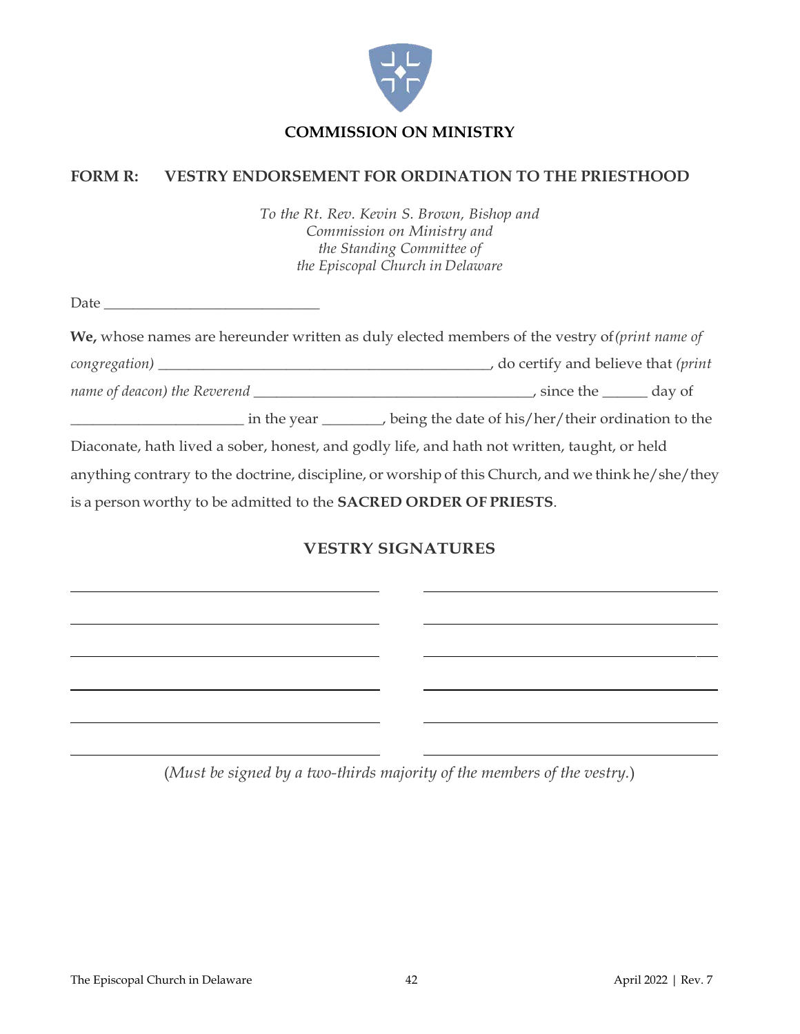## COMMISSION ON MINISTRY

## FORM R: VESTRY ENDORSEMENT FOR ORDINATION TO THE PRIESTHOOD

*To the Rt. Rev. Kevin S. Brown, Bishop and*
*Commission on Ministry and*
*the Standing Committee of*
*the Episcopal Church in Delaware*

Date ______________________________

**We,** whose names are hereunder written as duly elected members of the vestry of *(print name of congregation)* _____________________________________________, do certify and believe that *(print name of deacon) the Reverend* ______________________________________, since the ______ day of _______________________ in the year ________, being the date of his/her/their ordination to the Diaconate, hath lived a sober, honest, and godly life, and hath not written, taught, or held anything contrary to the doctrine, discipline, or worship of this Church, and we think he/she/they is a person worthy to be admitted to the **SACRED ORDER OF PRIESTS**.

### VESTRY SIGNATURES

_________________________________________ _________________________________________

_________________________________________ _________________________________________

_________________________________________ _________________________________________

_________________________________________ _________________________________________

_________________________________________ _________________________________________

_________________________________________ _________________________________________

(*Must be signed by a two-thirds majority of the members of the vestry.*)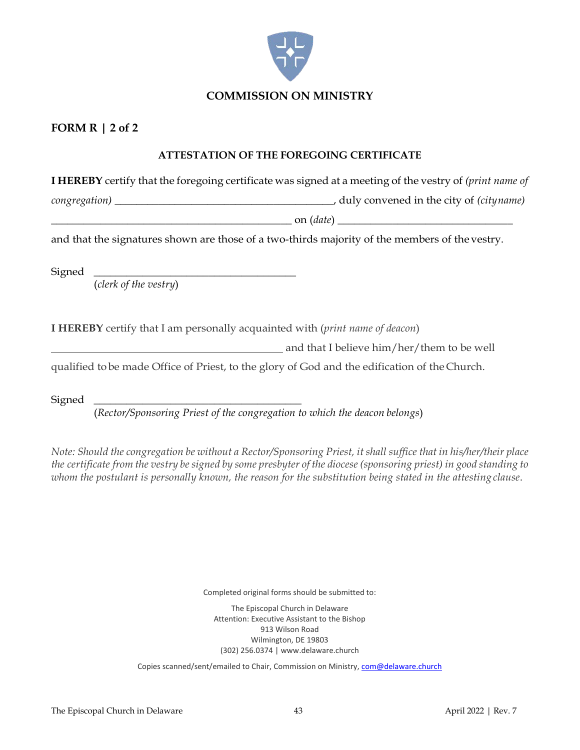## COMMISSION ON MINISTRY

**FORM R | 2 of 2**

### ATTESTATION OF THE FOREGOING CERTIFICATE

**I HEREBY** certify that the foregoing certificate was signed at a meeting of the vestry of *(print name of congregation)* \_\_\_\_\_\_\_\_\_\_\_\_\_\_\_\_\_\_\_\_\_\_\_\_\_\_\_\_\_\_\_\_\_\_\_\_\_\_\_\_, duly convened in the city of *(city name)* \_\_\_\_\_\_\_\_\_\_\_\_\_\_\_\_\_\_\_\_\_\_\_\_\_\_\_\_\_\_\_\_\_\_\_\_\_\_\_\_\_\_\_\_ on (*date*) \_\_\_\_\_\_\_\_\_\_\_\_\_\_\_\_\_\_\_\_\_\_\_\_\_\_\_\_\_\_\_\_\_
and that the signatures shown are those of a two-thirds majority of the members of the vestry.

Signed \_\_\_\_\_\_\_\_\_\_\_\_\_\_\_\_\_\_\_\_\_\_\_\_\_\_\_\_\_\_\_\_\_\_\_\_\_\_
(*clerk of the vestry*)

**I HEREBY** certify that I am personally acquainted with (*print name of deacon*)
\_\_\_\_\_\_\_\_\_\_\_\_\_\_\_\_\_\_\_\_\_\_\_\_\_\_\_\_\_\_\_\_\_\_\_\_\_\_\_\_\_\_\_ and that I believe him/her/them to be well qualified to be made Office of Priest, to the glory of God and the edification of the Church.

Signed \_\_\_\_\_\_\_\_\_\_\_\_\_\_\_\_\_\_\_\_\_\_\_\_\_\_\_\_\_\_\_\_\_\_\_\_\_\_\_
(*Rector/Sponsoring Priest of the congregation to which the deacon belongs*)

*Note: Should the congregation be without a Rector/Sponsoring Priest, it shall suffice that in his/her/their place the certificate from the vestry be signed by some presbyter of the diocese (sponsoring priest) in good standing to whom the postulant is personally known, the reason for the substitution being stated in the attesting clause.*

Completed original forms should be submitted to:

The Episcopal Church in Delaware
Attention: Executive Assistant to the Bishop
913 Wilson Road
Wilmington, DE 19803
(302) 256.0374 | www.delaware.church

Copies scanned/sent/emailed to Chair, Commission on Ministry, com@delaware.church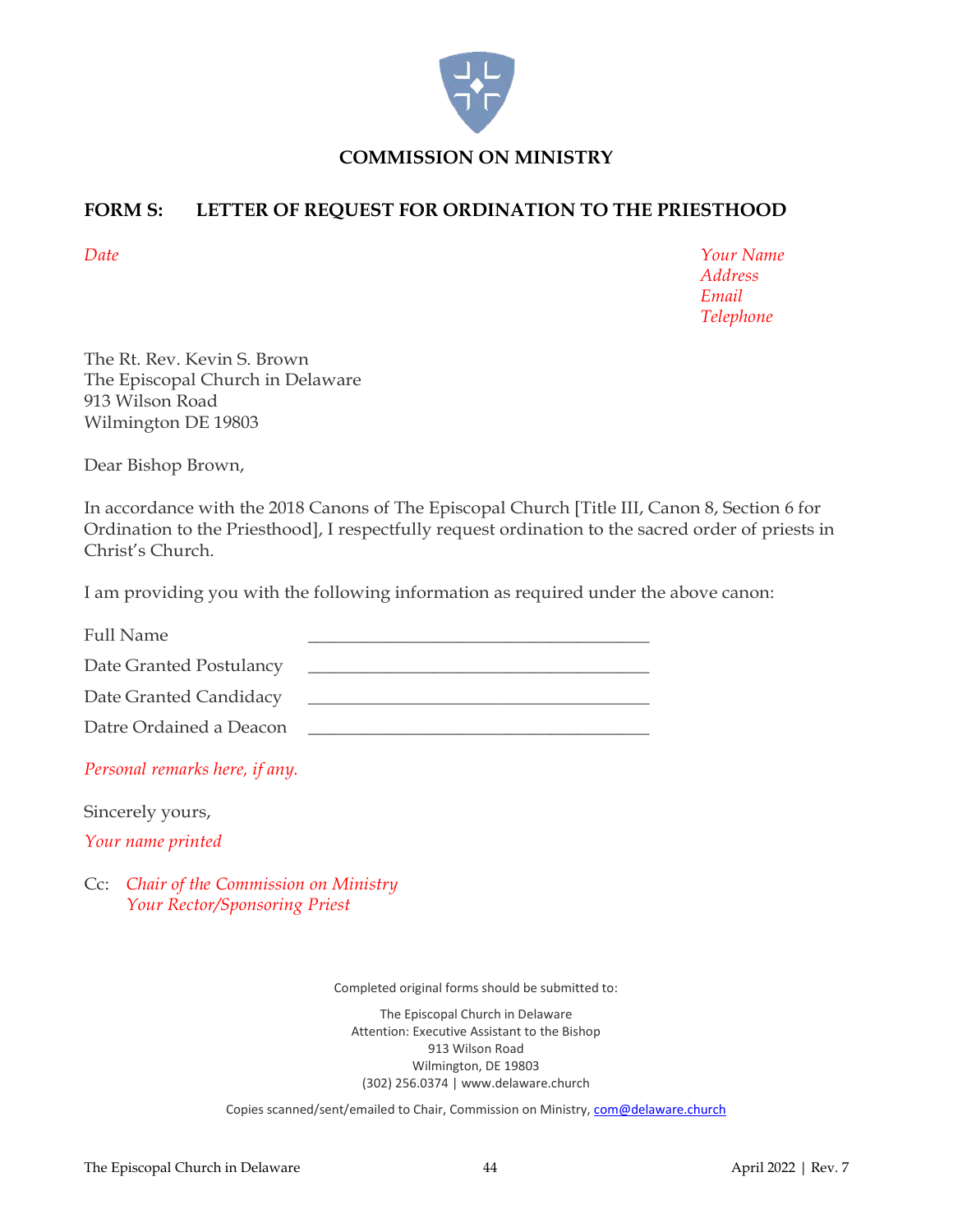**COMMISSION ON MINISTRY**

## FORM S: LETTER OF REQUEST FOR ORDINATION TO THE PRIESTHOOD

*Date*

*Your Name*
*Address*
*Email*
*Telephone*

The Rt. Rev. Kevin S. Brown
The Episcopal Church in Delaware
913 Wilson Road
Wilmington DE 19803

Dear Bishop Brown,

In accordance with the 2018 Canons of The Episcopal Church [Title III, Canon 8, Section 6 for Ordination to the Priesthood], I respectfully request ordination to the sacred order of priests in Christ's Church.

I am providing you with the following information as required under the above canon:

Full Name ______________________________________

Date Granted Postulancy ______________________________________

Date Granted Candidacy ______________________________________

Datre Ordained a Deacon ______________________________________

*Personal remarks here, if any.*

Sincerely yours,

*Your name printed*

Cc: *Chair of the Commission on Ministry*
*Your Rector/Sponsoring Priest*

Completed original forms should be submitted to:

The Episcopal Church in Delaware
Attention: Executive Assistant to the Bishop
913 Wilson Road
Wilmington, DE 19803
(302) 256.0374 | www.delaware.church

Copies scanned/sent/emailed to Chair, Commission on Ministry, com@delaware.church